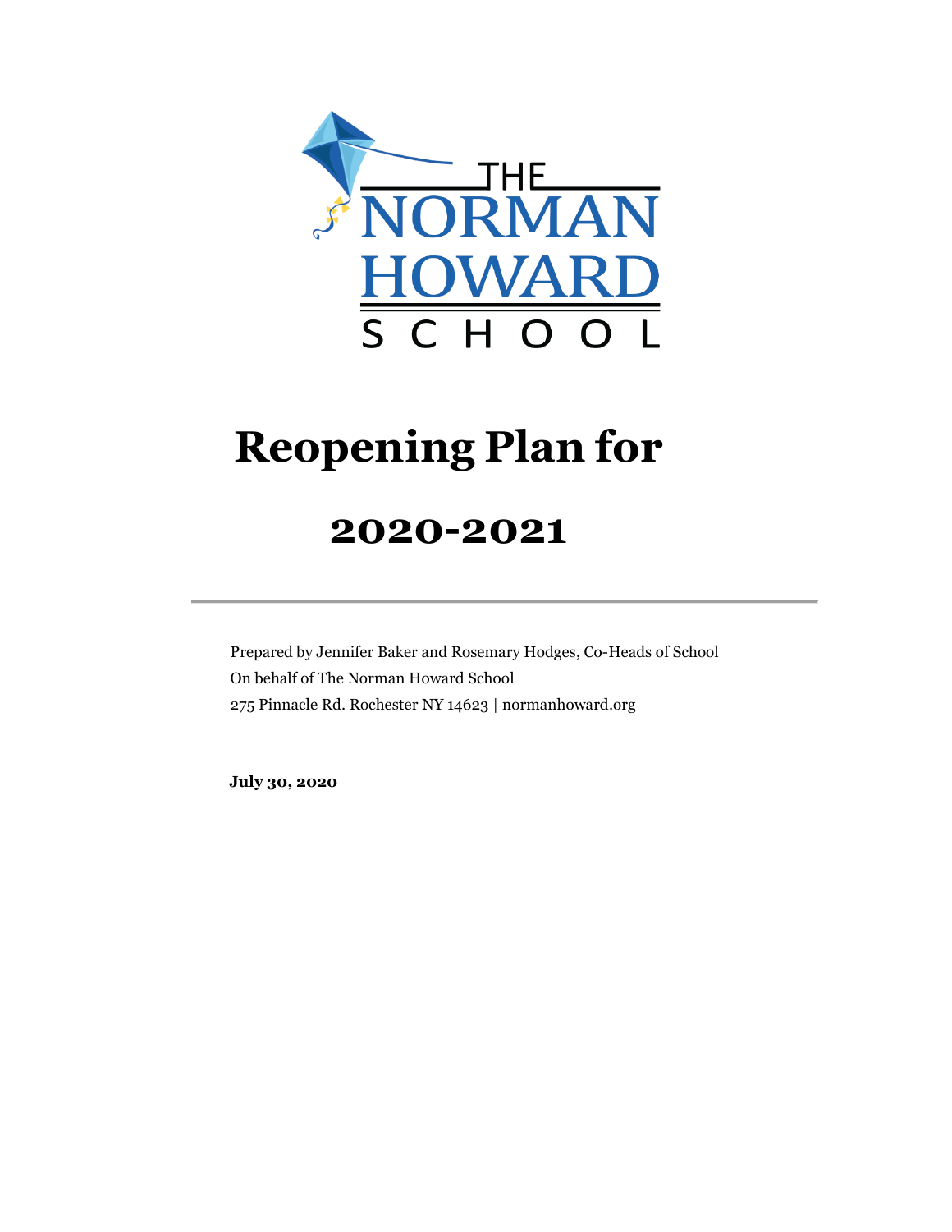THE NORMAN HOWARD SCHOOL

# Reopening Plan for

# 2020-2021

Prepared by Jennifer Baker and Rosemary Hodges, Co-Heads of School
On behalf of The Norman Howard School
275 Pinnacle Rd. Rochester NY 14623 | normanhoward.org

**July 30, 2020**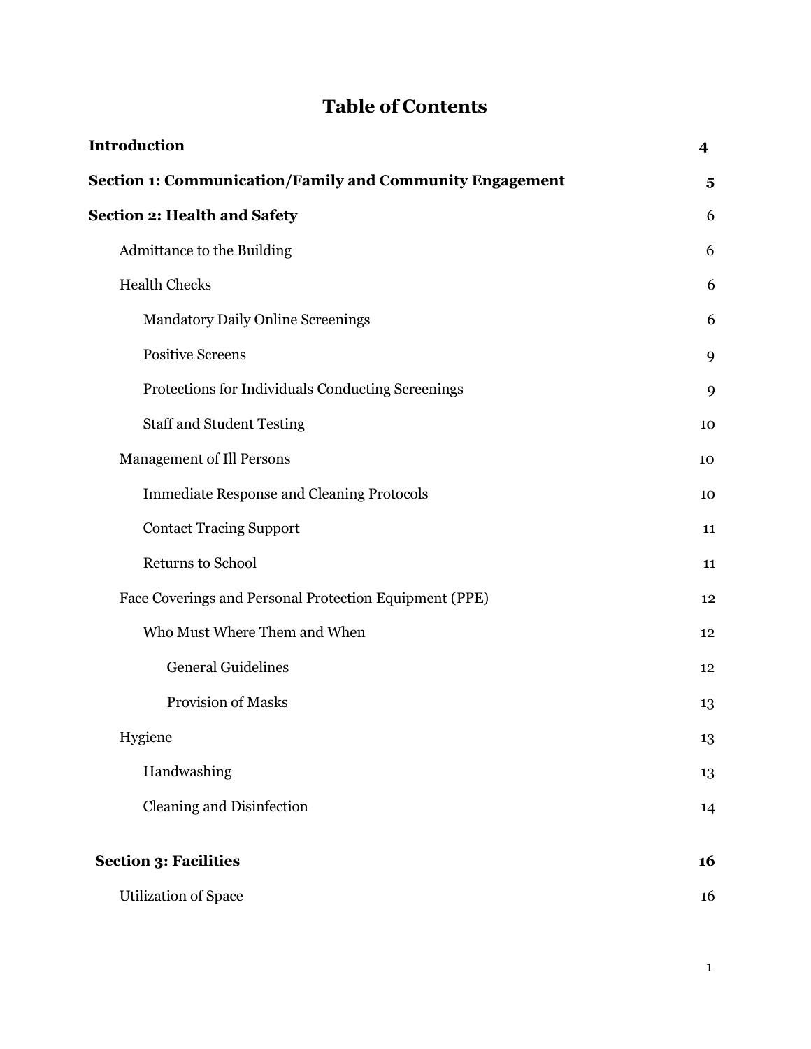# Table of Contents

| | |
|---|---|
| **Introduction** | **4** |
| **Section 1: Communication/Family and Community Engagement** | **5** |
| **Section 2: Health and Safety** | 6 |
| Admittance to the Building | 6 |
| Health Checks | 6 |
| Mandatory Daily Online Screenings | 6 |
| Positive Screens | 9 |
| Protections for Individuals Conducting Screenings | 9 |
| Staff and Student Testing | 10 |
| Management of Ill Persons | 10 |
| Immediate Response and Cleaning Protocols | 10 |
| Contact Tracing Support | 11 |
| Returns to School | 11 |
| Face Coverings and Personal Protection Equipment (PPE) | 12 |
| Who Must Where Them and When | 12 |
| General Guidelines | 12 |
| Provision of Masks | 13 |
| Hygiene | 13 |
| Handwashing | 13 |
| Cleaning and Disinfection | 14 |
| **Section 3: Facilities** | **16** |
| Utilization of Space | 16 |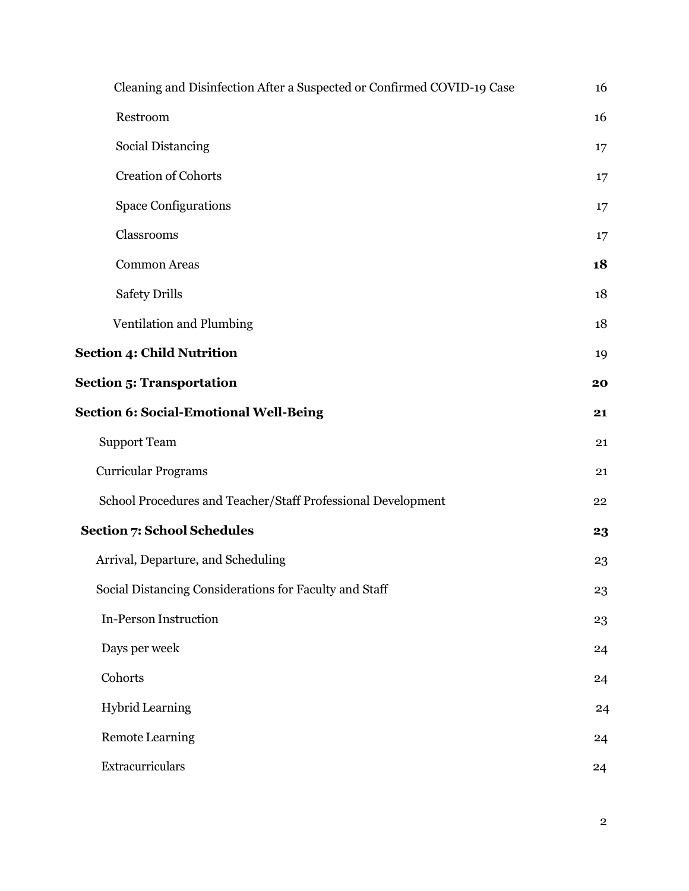| | |
|---|---|
| Cleaning and Disinfection After a Suspected or Confirmed COVID-19 Case | 16 |
| Restroom | 16 |
| Social Distancing | 17 |
| Creation of Cohorts | 17 |
| Space Configurations | 17 |
| Classrooms | 17 |
| Common Areas | **18** |
| Safety Drills | 18 |
| Ventilation and Plumbing | 18 |
| **Section 4: Child Nutrition** | 19 |
| **Section 5: Transportation** | **20** |
| **Section 6: Social-Emotional Well-Being** | **21** |
| Support Team | 21 |
| Curricular Programs | 21 |
| School Procedures and Teacher/Staff Professional Development | 22 |
| **Section 7: School Schedules** | **23** |
| Arrival, Departure, and Scheduling | 23 |
| Social Distancing Considerations for Faculty and Staff | 23 |
| In-Person Instruction | 23 |
| Days per week | 24 |
| Cohorts | 24 |
| Hybrid Learning | 24 |
| Remote Learning | 24 |
| Extracurriculars | 24 |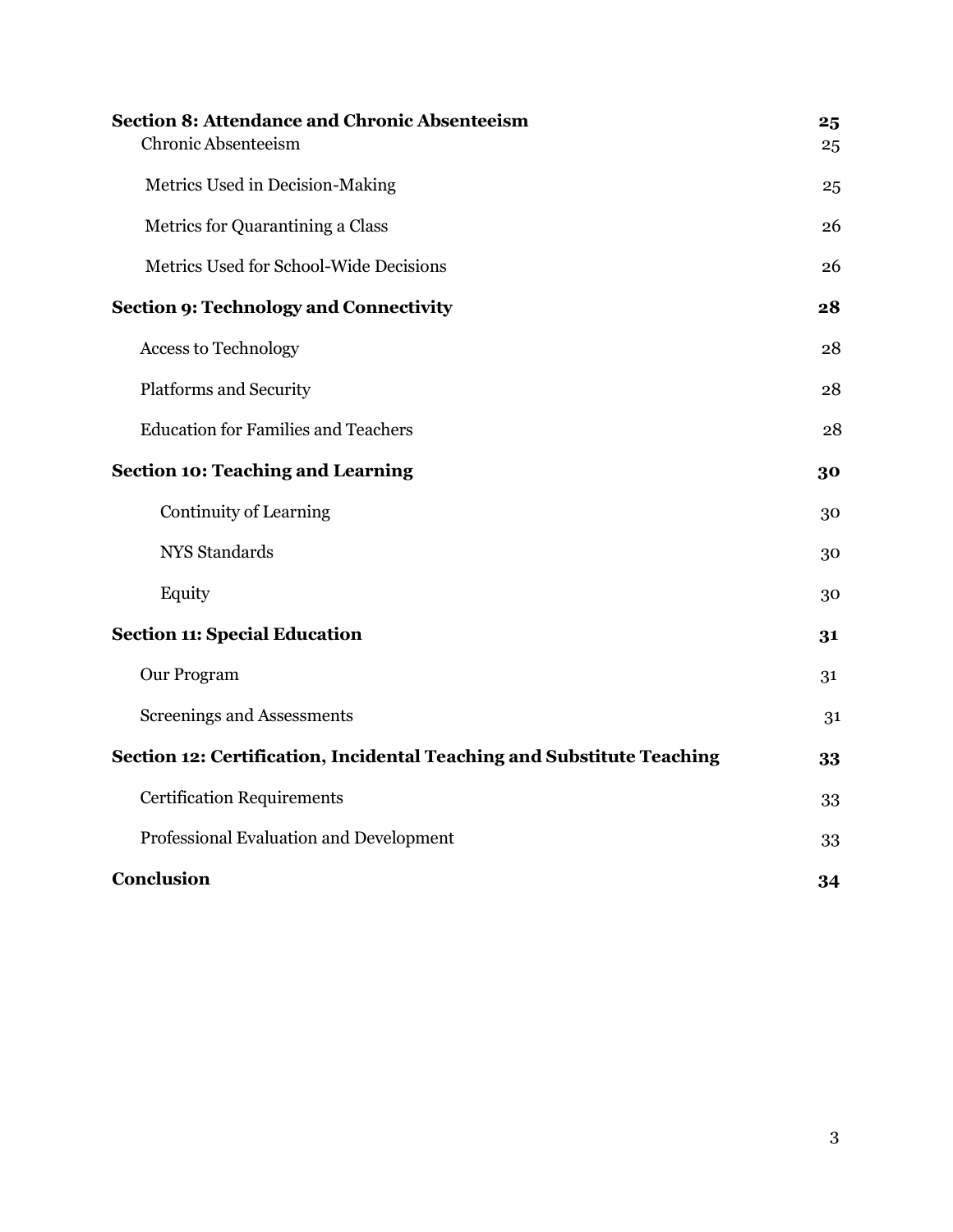| | |
|---|---|
| **Section 8: Attendance and Chronic Absenteeism** | **25** |
| Chronic Absenteeism | 25 |
| Metrics Used in Decision-Making | 25 |
| Metrics for Quarantining a Class | 26 |
| Metrics Used for School-Wide Decisions | 26 |
| **Section 9: Technology and Connectivity** | **28** |
| Access to Technology | 28 |
| Platforms and Security | 28 |
| Education for Families and Teachers | 28 |
| **Section 10: Teaching and Learning** | **30** |
| Continuity of Learning | 30 |
| NYS Standards | 30 |
| Equity | 30 |
| **Section 11: Special Education** | **31** |
| Our Program | 31 |
| Screenings and Assessments | 31 |
| **Section 12: Certification, Incidental Teaching and Substitute Teaching** | **33** |
| Certification Requirements | 33 |
| Professional Evaluation and Development | 33 |
| **Conclusion** | **34** |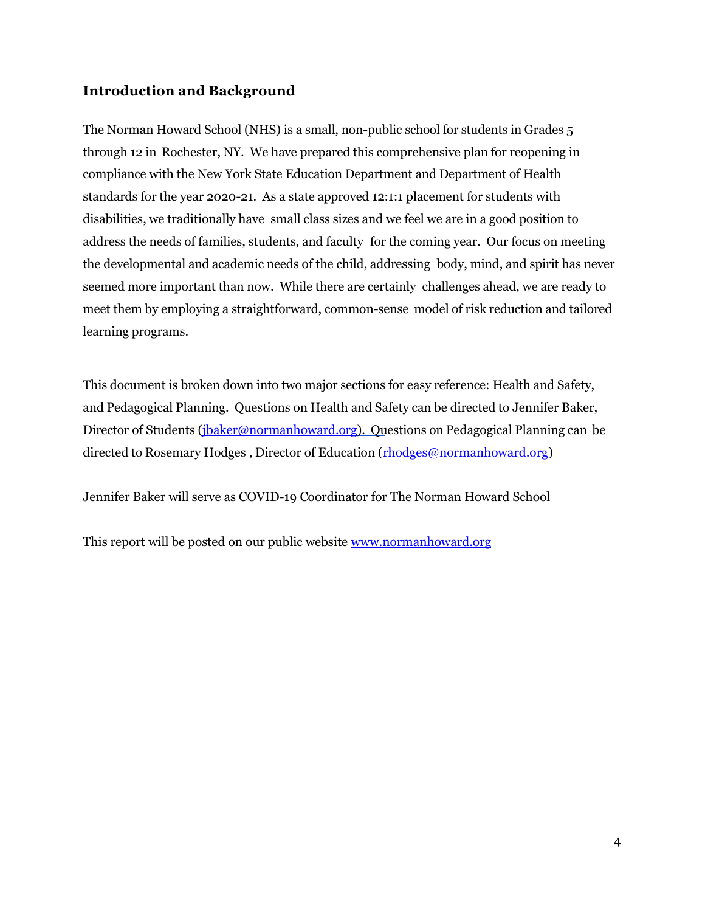## Introduction and Background

The Norman Howard School (NHS) is a small, non-public school for students in Grades 5 through 12 in Rochester, NY. We have prepared this comprehensive plan for reopening in compliance with the New York State Education Department and Department of Health standards for the year 2020-21. As a state approved 12:1:1 placement for students with disabilities, we traditionally have small class sizes and we feel we are in a good position to address the needs of families, students, and faculty for the coming year. Our focus on meeting the developmental and academic needs of the child, addressing body, mind, and spirit has never seemed more important than now. While there are certainly challenges ahead, we are ready to meet them by employing a straightforward, common-sense model of risk reduction and tailored learning programs.

This document is broken down into two major sections for easy reference: Health and Safety, and Pedagogical Planning. Questions on Health and Safety can be directed to Jennifer Baker, Director of Students (jbaker@normanhoward.org). Questions on Pedagogical Planning can be directed to Rosemary Hodges , Director of Education (rhodges@normanhoward.org)

Jennifer Baker will serve as COVID-19 Coordinator for The Norman Howard School

This report will be posted on our public website www.normanhoward.org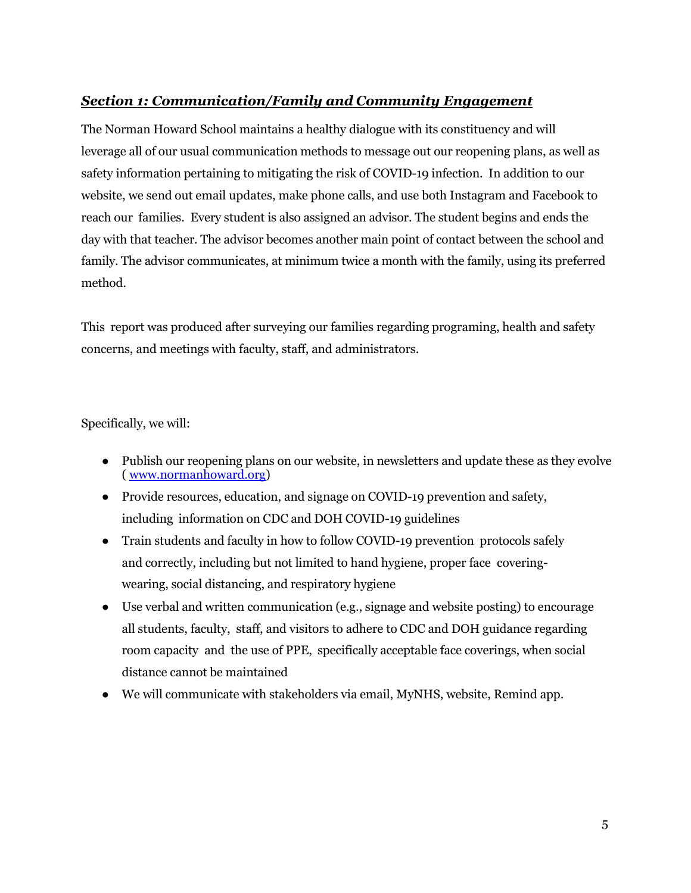## ***Section 1: Communication/Family and Community Engagement***

The Norman Howard School maintains a healthy dialogue with its constituency and will leverage all of our usual communication methods to message out our reopening plans, as well as safety information pertaining to mitigating the risk of COVID-19 infection. In addition to our website, we send out email updates, make phone calls, and use both Instagram and Facebook to reach our families. Every student is also assigned an advisor. The student begins and ends the day with that teacher. The advisor becomes another main point of contact between the school and family. The advisor communicates, at minimum twice a month with the family, using its preferred method.

This report was produced after surveying our families regarding programing, health and safety concerns, and meetings with faculty, staff, and administrators.

Specifically, we will:

- Publish our reopening plans on our website, in newsletters and update these as they evolve ( [www.normanhoward.org](http://www.normanhoward.org))
- Provide resources, education, and signage on COVID-19 prevention and safety, including information on CDC and DOH COVID-19 guidelines
- Train students and faculty in how to follow COVID-19 prevention protocols safely and correctly, including but not limited to hand hygiene, proper face covering-wearing, social distancing, and respiratory hygiene
- Use verbal and written communication (e.g., signage and website posting) to encourage all students, faculty, staff, and visitors to adhere to CDC and DOH guidance regarding room capacity and the use of PPE, specifically acceptable face coverings, when social distance cannot be maintained
- We will communicate with stakeholders via email, MyNHS, website, Remind app.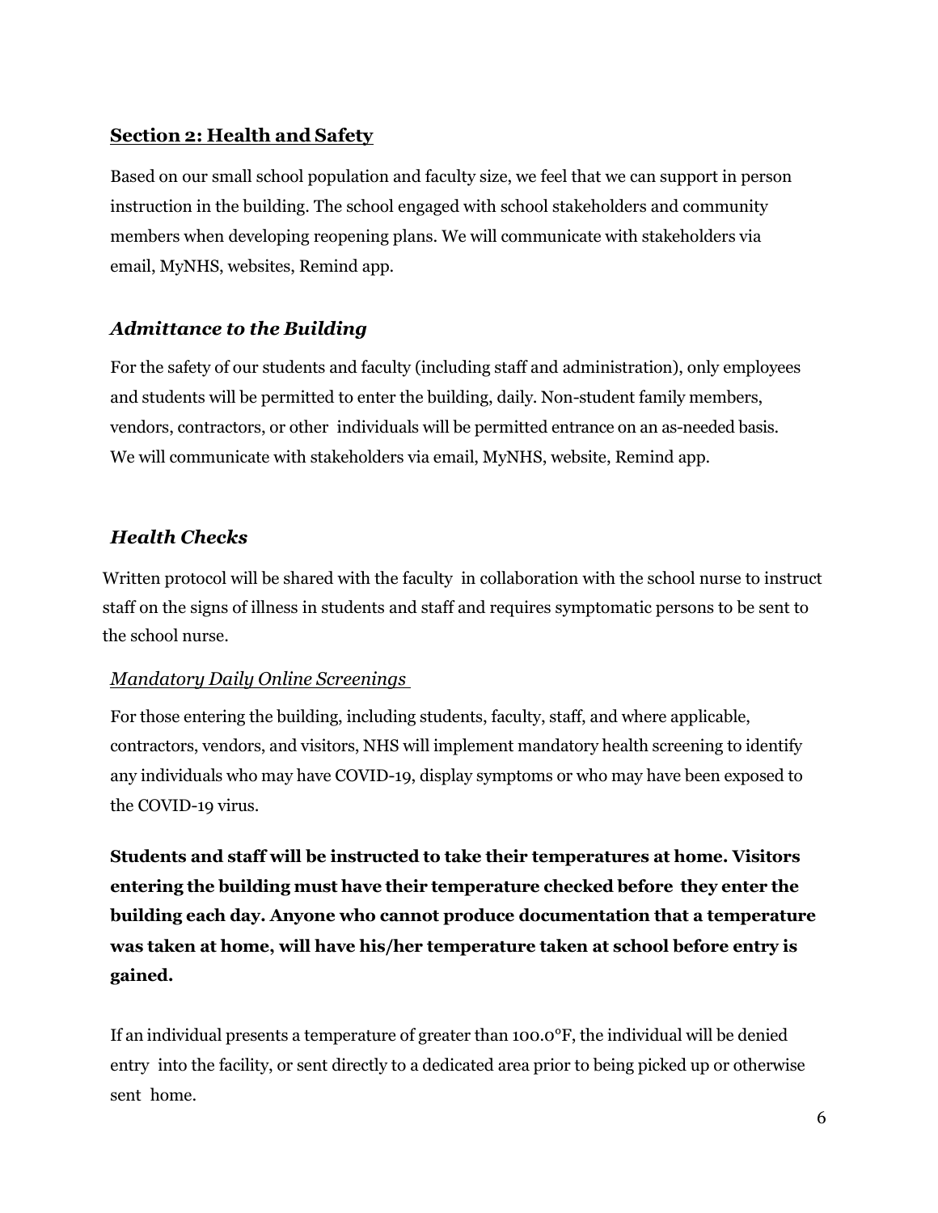## **Section 2: Health and Safety**

Based on our small school population and faculty size, we feel that we can support in person instruction in the building. The school engaged with school stakeholders and community members when developing reopening plans. We will communicate with stakeholders via email, MyNHS, websites, Remind app.

### *Admittance to the Building*

For the safety of our students and faculty (including staff and administration), only employees and students will be permitted to enter the building, daily. Non-student family members, vendors, contractors, or other individuals will be permitted entrance on an as-needed basis. We will communicate with stakeholders via email, MyNHS, website, Remind app.

### *Health Checks*

Written protocol will be shared with the faculty in collaboration with the school nurse to instruct staff on the signs of illness in students and staff and requires symptomatic persons to be sent to the school nurse.

#### *Mandatory Daily Online Screenings*

For those entering the building, including students, faculty, staff, and where applicable, contractors, vendors, and visitors, NHS will implement mandatory health screening to identify any individuals who may have COVID-19, display symptoms or who may have been exposed to the COVID-19 virus.

**Students and staff will be instructed to take their temperatures at home. Visitors entering the building must have their temperature checked before they enter the building each day. Anyone who cannot produce documentation that a temperature was taken at home, will have his/her temperature taken at school before entry is gained.**

If an individual presents a temperature of greater than 100.0°F, the individual will be denied entry into the facility, or sent directly to a dedicated area prior to being picked up or otherwise sent home.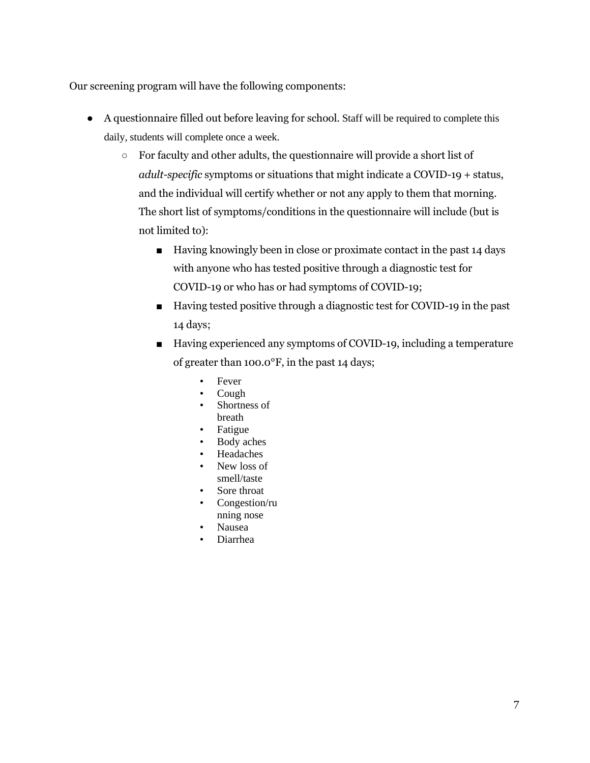Our screening program will have the following components:

- A questionnaire filled out before leaving for school. Staff will be required to complete this daily, students will complete once a week.
    - For faculty and other adults, the questionnaire will provide a short list of *adult-specific* symptoms or situations that might indicate a COVID-19 + status, and the individual will certify whether or not any apply to them that morning. The short list of symptoms/conditions in the questionnaire will include (but is not limited to):
        - Having knowingly been in close or proximate contact in the past 14 days with anyone who has tested positive through a diagnostic test for COVID-19 or who has or had symptoms of COVID-19;
        - Having tested positive through a diagnostic test for COVID-19 in the past 14 days;
        - Having experienced any symptoms of COVID-19, including a temperature of greater than 100.0°F, in the past 14 days;
            - Fever
            - Cough
            - Shortness of breath
            - Fatigue
            - Body aches
            - Headaches
            - New loss of smell/taste
            - Sore throat
            - Congestion/running nose
            - Nausea
            - Diarrhea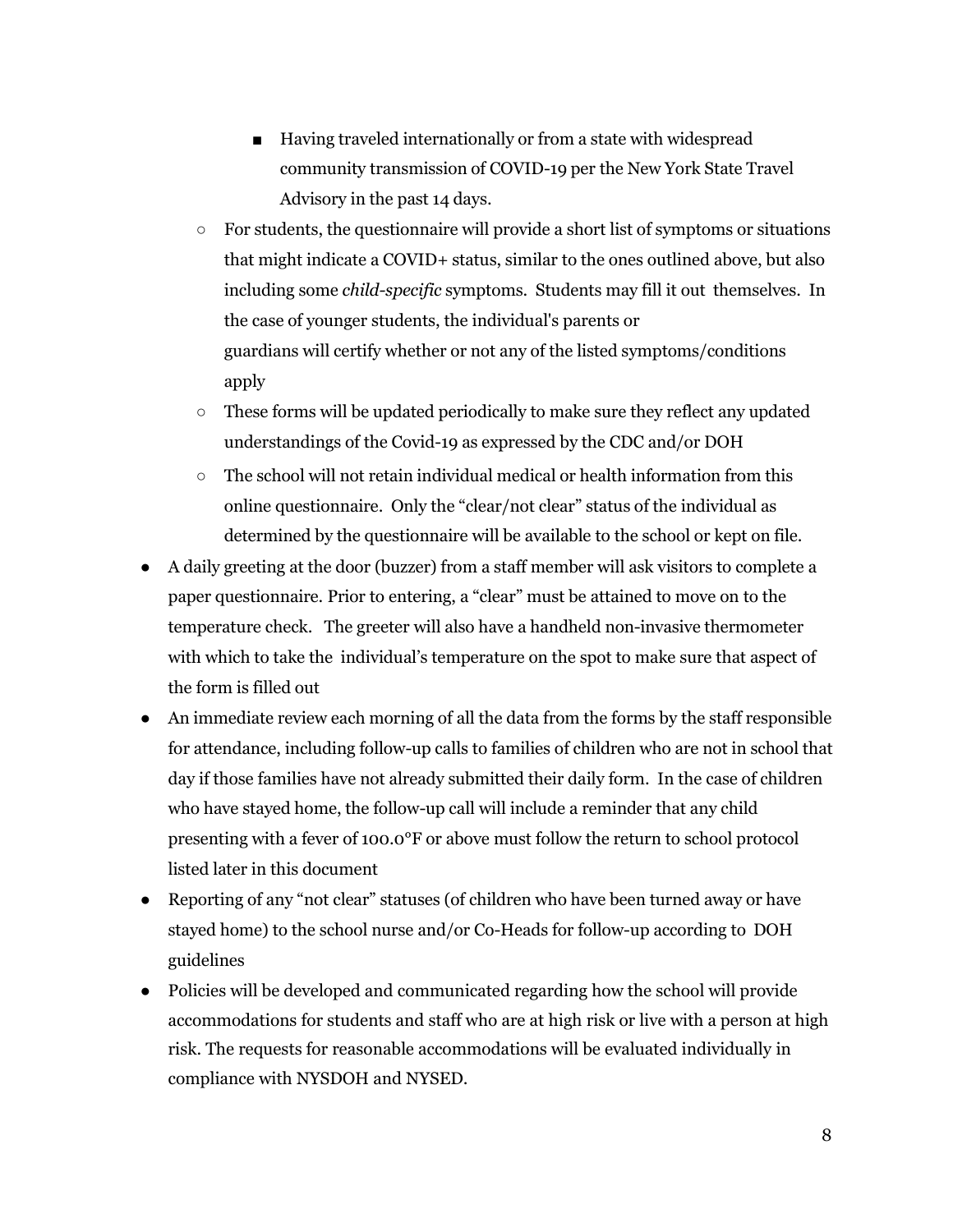- Having traveled internationally or from a state with widespread community transmission of COVID-19 per the New York State Travel Advisory in the past 14 days.
    - For students, the questionnaire will provide a short list of symptoms or situations that might indicate a COVID+ status, similar to the ones outlined above, but also including some *child-specific* symptoms. Students may fill it out themselves. In the case of younger students, the individual's parents or guardians will certify whether or not any of the listed symptoms/conditions apply
    - These forms will be updated periodically to make sure they reflect any updated understandings of the Covid-19 as expressed by the CDC and/or DOH
    - The school will not retain individual medical or health information from this online questionnaire. Only the "clear/not clear" status of the individual as determined by the questionnaire will be available to the school or kept on file.
- A daily greeting at the door (buzzer) from a staff member will ask visitors to complete a paper questionnaire. Prior to entering, a "clear" must be attained to move on to the temperature check. The greeter will also have a handheld non-invasive thermometer with which to take the individual's temperature on the spot to make sure that aspect of the form is filled out
- An immediate review each morning of all the data from the forms by the staff responsible for attendance, including follow-up calls to families of children who are not in school that day if those families have not already submitted their daily form. In the case of children who have stayed home, the follow-up call will include a reminder that any child presenting with a fever of 100.0°F or above must follow the return to school protocol listed later in this document
- Reporting of any "not clear" statuses (of children who have been turned away or have stayed home) to the school nurse and/or Co-Heads for follow-up according to DOH guidelines
- Policies will be developed and communicated regarding how the school will provide accommodations for students and staff who are at high risk or live with a person at high risk. The requests for reasonable accommodations will be evaluated individually in compliance with NYSDOH and NYSED.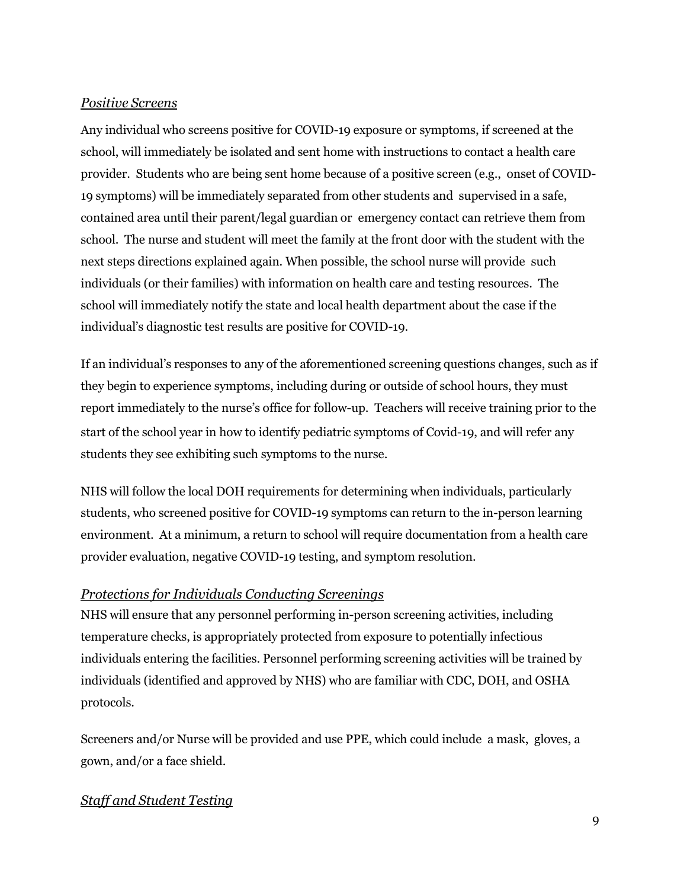*Positive Screens*

Any individual who screens positive for COVID-19 exposure or symptoms, if screened at the school, will immediately be isolated and sent home with instructions to contact a health care provider. Students who are being sent home because of a positive screen (e.g., onset of COVID-19 symptoms) will be immediately separated from other students and supervised in a safe, contained area until their parent/legal guardian or emergency contact can retrieve them from school. The nurse and student will meet the family at the front door with the student with the next steps directions explained again. When possible, the school nurse will provide such individuals (or their families) with information on health care and testing resources. The school will immediately notify the state and local health department about the case if the individual's diagnostic test results are positive for COVID-19.

If an individual's responses to any of the aforementioned screening questions changes, such as if they begin to experience symptoms, including during or outside of school hours, they must report immediately to the nurse's office for follow-up. Teachers will receive training prior to the start of the school year in how to identify pediatric symptoms of Covid-19, and will refer any students they see exhibiting such symptoms to the nurse.

NHS will follow the local DOH requirements for determining when individuals, particularly students, who screened positive for COVID-19 symptoms can return to the in-person learning environment. At a minimum, a return to school will require documentation from a health care provider evaluation, negative COVID-19 testing, and symptom resolution.

*Protections for Individuals Conducting Screenings*

NHS will ensure that any personnel performing in-person screening activities, including temperature checks, is appropriately protected from exposure to potentially infectious individuals entering the facilities. Personnel performing screening activities will be trained by individuals (identified and approved by NHS) who are familiar with CDC, DOH, and OSHA protocols.

Screeners and/or Nurse will be provided and use PPE, which could include a mask, gloves, a gown, and/or a face shield.

*Staff and Student Testing*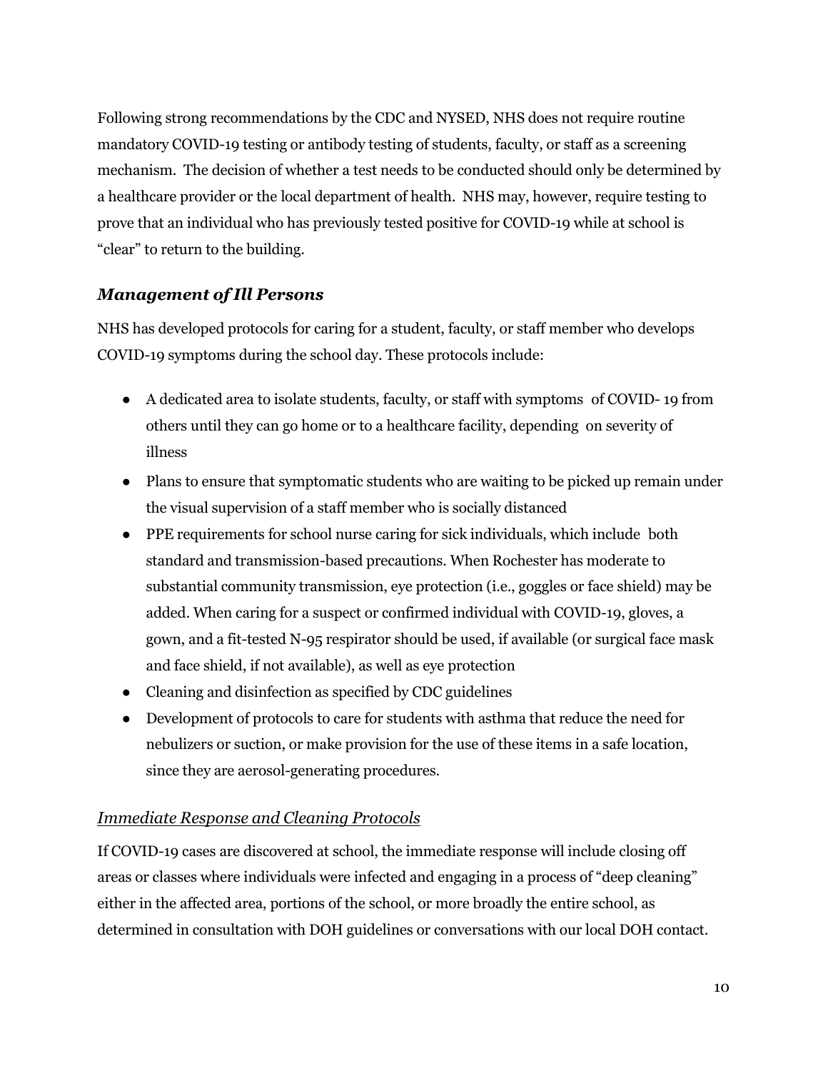Following strong recommendations by the CDC and NYSED, NHS does not require routine mandatory COVID-19 testing or antibody testing of students, faculty, or staff as a screening mechanism. The decision of whether a test needs to be conducted should only be determined by a healthcare provider or the local department of health. NHS may, however, require testing to prove that an individual who has previously tested positive for COVID-19 while at school is "clear" to return to the building.

### *Management of Ill Persons*

NHS has developed protocols for caring for a student, faculty, or staff member who develops COVID-19 symptoms during the school day. These protocols include:

- A dedicated area to isolate students, faculty, or staff with symptoms of COVID- 19 from others until they can go home or to a healthcare facility, depending on severity of illness
- Plans to ensure that symptomatic students who are waiting to be picked up remain under the visual supervision of a staff member who is socially distanced
- PPE requirements for school nurse caring for sick individuals, which include both standard and transmission-based precautions. When Rochester has moderate to substantial community transmission, eye protection (i.e., goggles or face shield) may be added. When caring for a suspect or confirmed individual with COVID-19, gloves, a gown, and a fit-tested N-95 respirator should be used, if available (or surgical face mask and face shield, if not available), as well as eye protection
- Cleaning and disinfection as specified by CDC guidelines
- Development of protocols to care for students with asthma that reduce the need for nebulizers or suction, or make provision for the use of these items in a safe location, since they are aerosol-generating procedures.

#### *Immediate Response and Cleaning Protocols*

If COVID-19 cases are discovered at school, the immediate response will include closing off areas or classes where individuals were infected and engaging in a process of "deep cleaning" either in the affected area, portions of the school, or more broadly the entire school, as determined in consultation with DOH guidelines or conversations with our local DOH contact.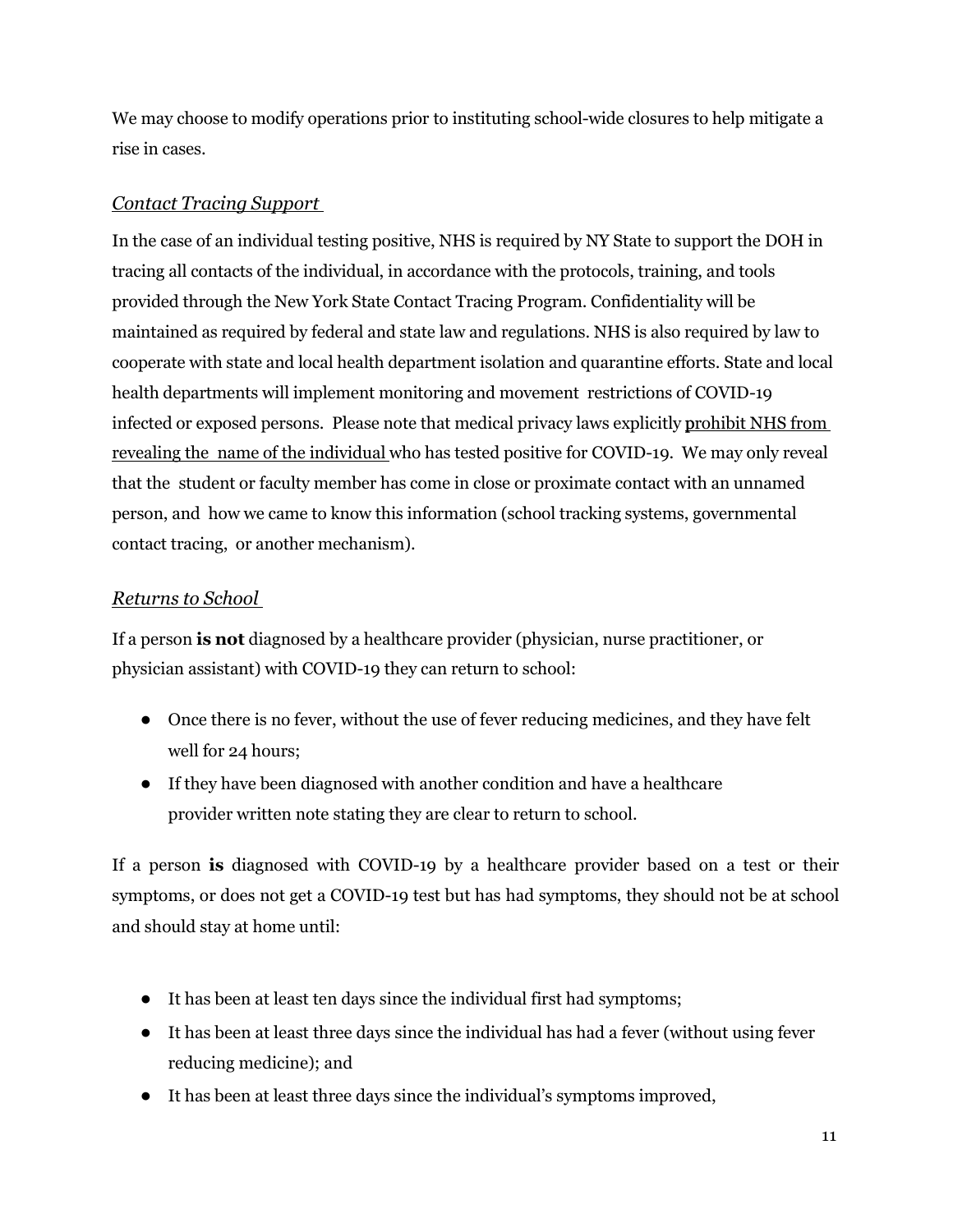We may choose to modify operations prior to instituting school-wide closures to help mitigate a rise in cases.

*Contact Tracing Support*

In the case of an individual testing positive, NHS is required by NY State to support the DOH in tracing all contacts of the individual, in accordance with the protocols, training, and tools provided through the New York State Contact Tracing Program. Confidentiality will be maintained as required by federal and state law and regulations. NHS is also required by law to cooperate with state and local health department isolation and quarantine efforts. State and local health departments will implement monitoring and movement restrictions of COVID-19 infected or exposed persons. Please note that medical privacy laws explicitly prohibit NHS from revealing the name of the individual who has tested positive for COVID-19. We may only reveal that the student or faculty member has come in close or proximate contact with an unnamed person, and how we came to know this information (school tracking systems, governmental contact tracing, or another mechanism).

*Returns to School*

If a person **is not** diagnosed by a healthcare provider (physician, nurse practitioner, or physician assistant) with COVID-19 they can return to school:

- Once there is no fever, without the use of fever reducing medicines, and they have felt well for 24 hours;
- If they have been diagnosed with another condition and have a healthcare provider written note stating they are clear to return to school.

If a person **is** diagnosed with COVID-19 by a healthcare provider based on a test or their symptoms, or does not get a COVID-19 test but has had symptoms, they should not be at school and should stay at home until:

- It has been at least ten days since the individual first had symptoms;
- It has been at least three days since the individual has had a fever (without using fever reducing medicine); and
- It has been at least three days since the individual's symptoms improved,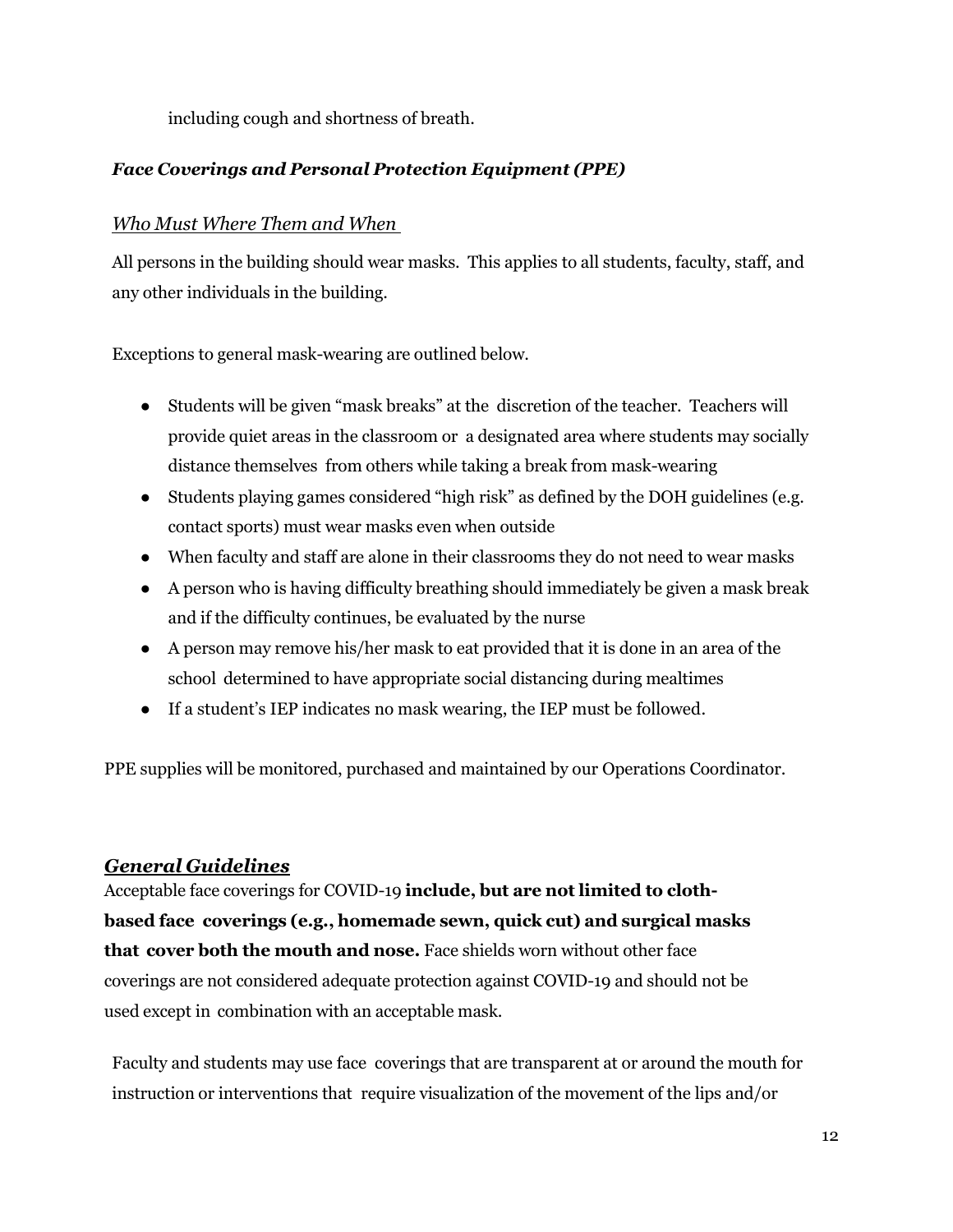including cough and shortness of breath.

### ***Face Coverings and Personal Protection Equipment (PPE)***

#### *Who Must Where Them and When*

All persons in the building should wear masks. This applies to all students, faculty, staff, and any other individuals in the building.

Exceptions to general mask-wearing are outlined below.

- Students will be given "mask breaks" at the discretion of the teacher. Teachers will provide quiet areas in the classroom or a designated area where students may socially distance themselves from others while taking a break from mask-wearing
- Students playing games considered "high risk" as defined by the DOH guidelines (e.g. contact sports) must wear masks even when outside
- When faculty and staff are alone in their classrooms they do not need to wear masks
- A person who is having difficulty breathing should immediately be given a mask break and if the difficulty continues, be evaluated by the nurse
- A person may remove his/her mask to eat provided that it is done in an area of the school determined to have appropriate social distancing during mealtimes
- If a student's IEP indicates no mask wearing, the IEP must be followed.

PPE supplies will be monitored, purchased and maintained by our Operations Coordinator.

### ***General Guidelines***

Acceptable face coverings for COVID-19 **include, but are not limited to cloth-based face coverings (e.g., homemade sewn, quick cut) and surgical masks that cover both the mouth and nose.** Face shields worn without other face coverings are not considered adequate protection against COVID-19 and should not be used except in combination with an acceptable mask.

Faculty and students may use face coverings that are transparent at or around the mouth for instruction or interventions that require visualization of the movement of the lips and/or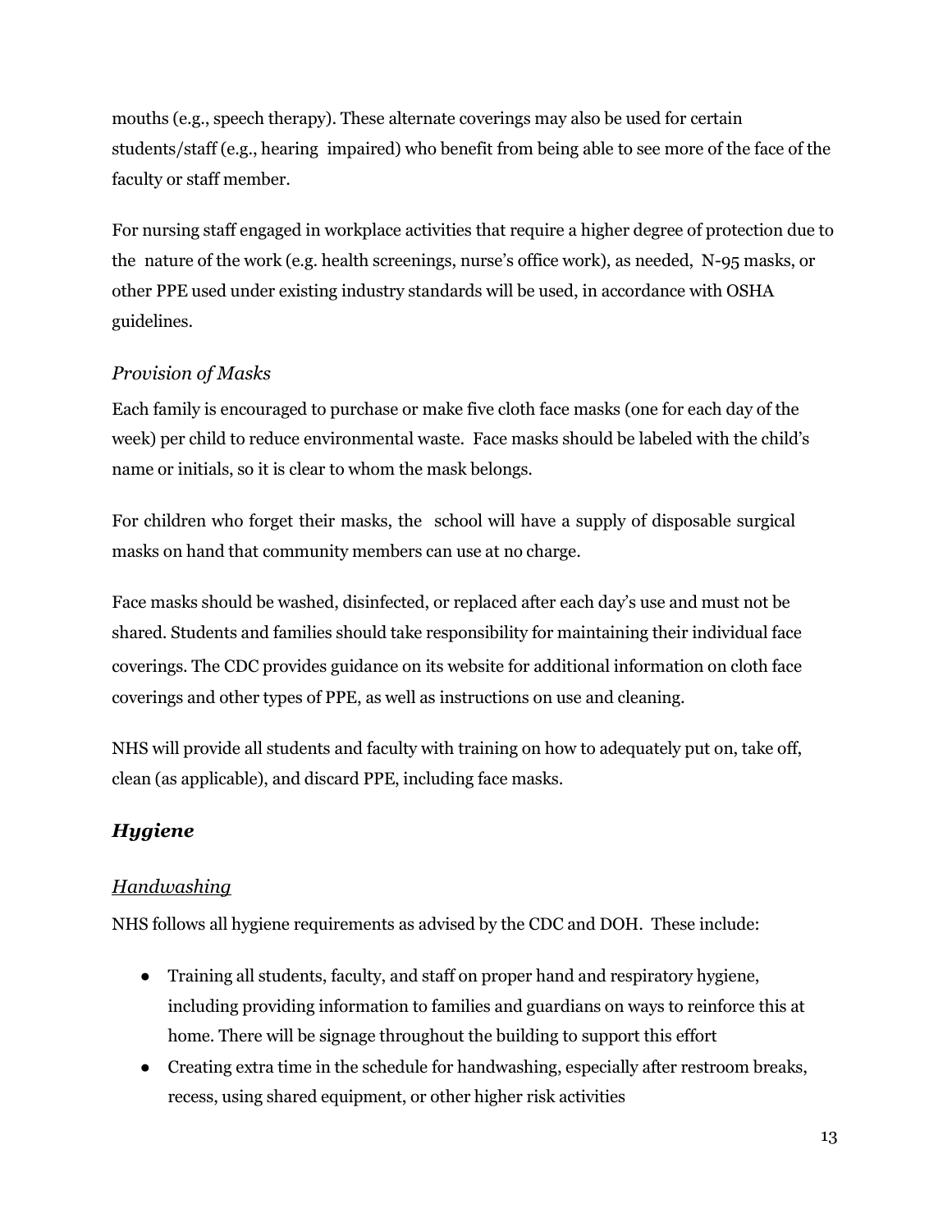mouths (e.g., speech therapy). These alternate coverings may also be used for certain students/staff (e.g., hearing impaired) who benefit from being able to see more of the face of the faculty or staff member.

For nursing staff engaged in workplace activities that require a higher degree of protection due to the nature of the work (e.g. health screenings, nurse's office work), as needed, N-95 masks, or other PPE used under existing industry standards will be used, in accordance with OSHA guidelines.

### *Provision of Masks*

Each family is encouraged to purchase or make five cloth face masks (one for each day of the week) per child to reduce environmental waste. Face masks should be labeled with the child's name or initials, so it is clear to whom the mask belongs.

For children who forget their masks, the school will have a supply of disposable surgical masks on hand that community members can use at no charge.

Face masks should be washed, disinfected, or replaced after each day's use and must not be shared. Students and families should take responsibility for maintaining their individual face coverings. The CDC provides guidance on its website for additional information on cloth face coverings and other types of PPE, as well as instructions on use and cleaning.

NHS will provide all students and faculty with training on how to adequately put on, take off, clean (as applicable), and discard PPE, including face masks.

## ***Hygiene***

### *Handwashing*

NHS follows all hygiene requirements as advised by the CDC and DOH. These include:

- Training all students, faculty, and staff on proper hand and respiratory hygiene, including providing information to families and guardians on ways to reinforce this at home. There will be signage throughout the building to support this effort
- Creating extra time in the schedule for handwashing, especially after restroom breaks, recess, using shared equipment, or other higher risk activities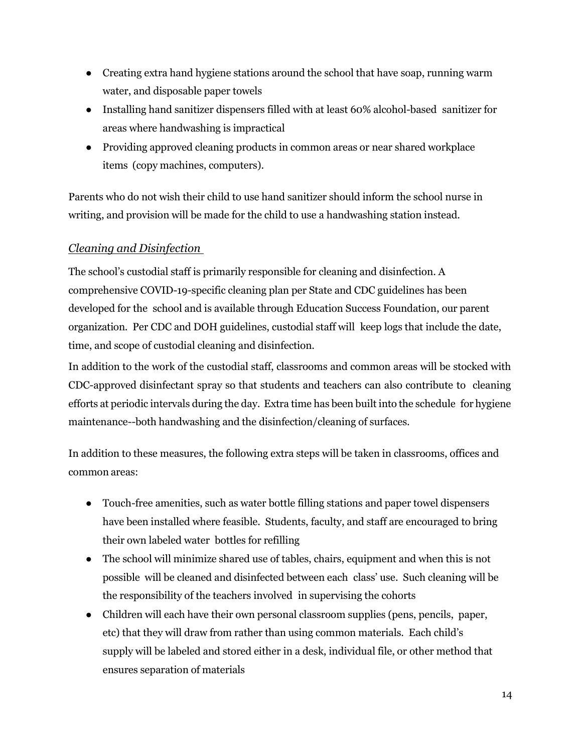- Creating extra hand hygiene stations around the school that have soap, running warm water, and disposable paper towels
- Installing hand sanitizer dispensers filled with at least 60% alcohol-based sanitizer for areas where handwashing is impractical
- Providing approved cleaning products in common areas or near shared workplace items (copy machines, computers).

Parents who do not wish their child to use hand sanitizer should inform the school nurse in writing, and provision will be made for the child to use a handwashing station instead.

*Cleaning and Disinfection*

The school's custodial staff is primarily responsible for cleaning and disinfection. A comprehensive COVID-19-specific cleaning plan per State and CDC guidelines has been developed for the school and is available through Education Success Foundation, our parent organization. Per CDC and DOH guidelines, custodial staff will keep logs that include the date, time, and scope of custodial cleaning and disinfection.

In addition to the work of the custodial staff, classrooms and common areas will be stocked with CDC-approved disinfectant spray so that students and teachers can also contribute to cleaning efforts at periodic intervals during the day. Extra time has been built into the schedule for hygiene maintenance--both handwashing and the disinfection/cleaning of surfaces.

In addition to these measures, the following extra steps will be taken in classrooms, offices and common areas:

- Touch-free amenities, such as water bottle filling stations and paper towel dispensers have been installed where feasible. Students, faculty, and staff are encouraged to bring their own labeled water bottles for refilling
- The school will minimize shared use of tables, chairs, equipment and when this is not possible will be cleaned and disinfected between each class' use. Such cleaning will be the responsibility of the teachers involved in supervising the cohorts
- Children will each have their own personal classroom supplies (pens, pencils, paper, etc) that they will draw from rather than using common materials. Each child's supply will be labeled and stored either in a desk, individual file, or other method that ensures separation of materials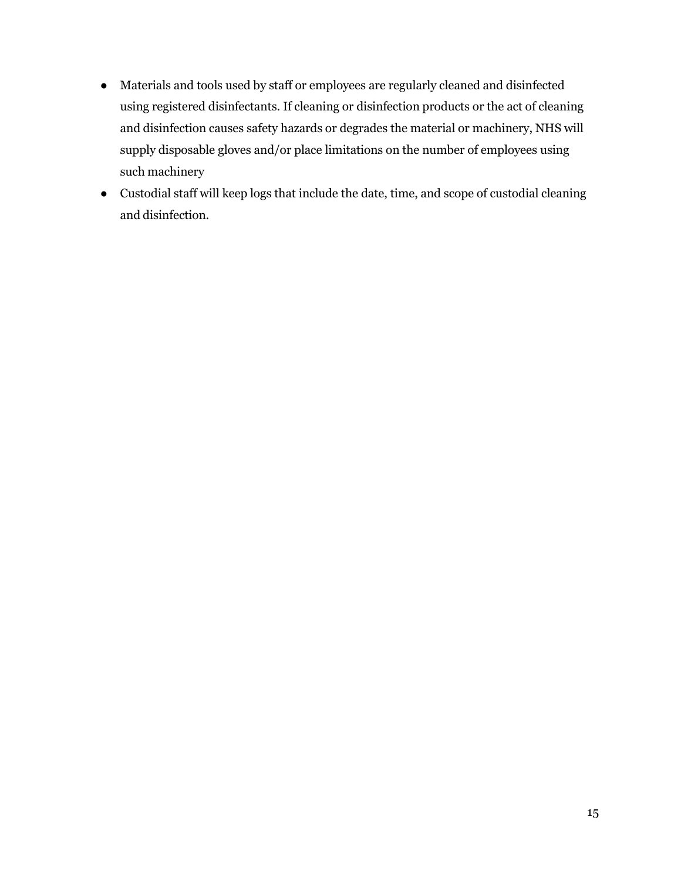- Materials and tools used by staff or employees are regularly cleaned and disinfected using registered disinfectants. If cleaning or disinfection products or the act of cleaning and disinfection causes safety hazards or degrades the material or machinery, NHS will supply disposable gloves and/or place limitations on the number of employees using such machinery
- Custodial staff will keep logs that include the date, time, and scope of custodial cleaning and disinfection.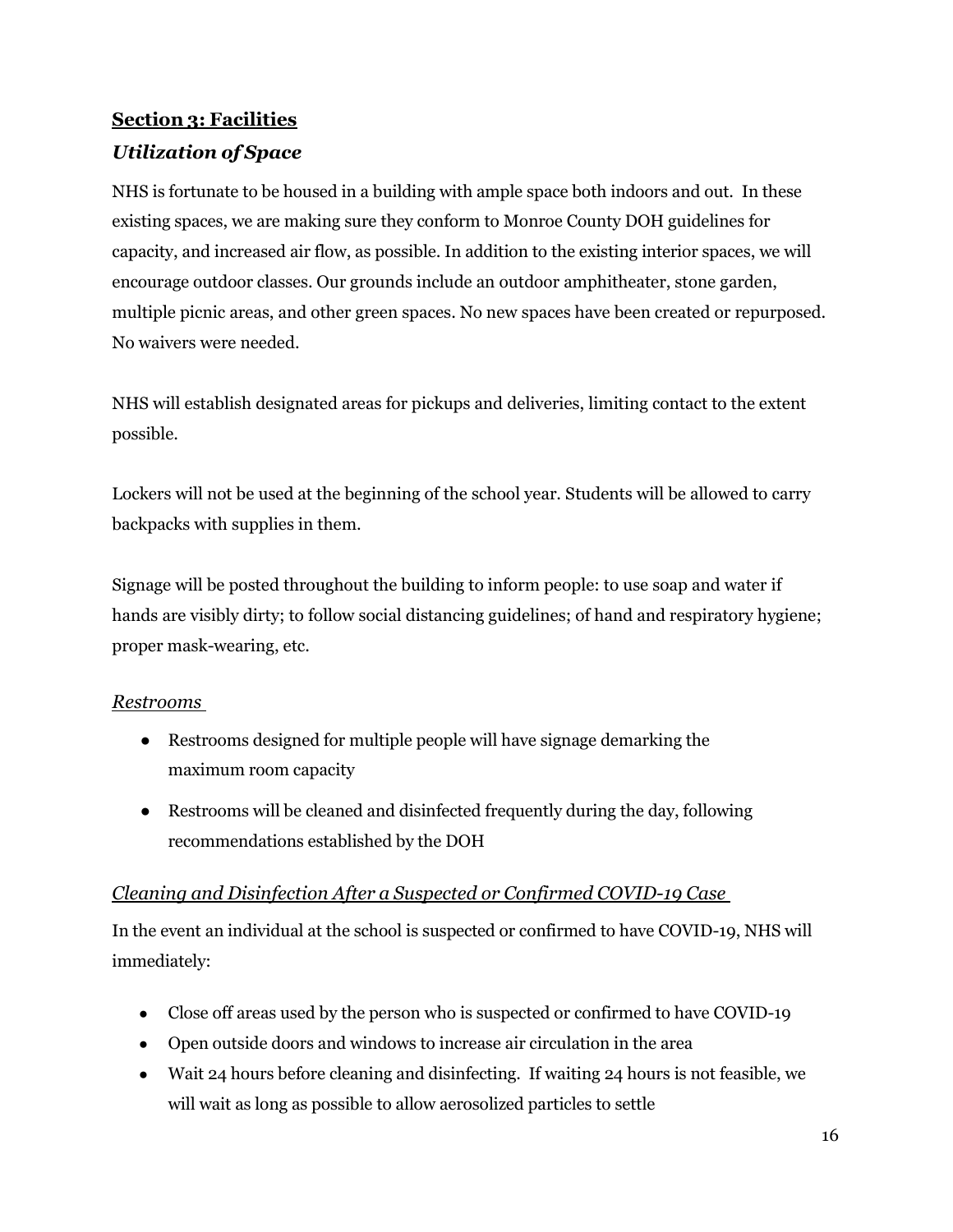## Section 3: Facilities

### *Utilization of Space*

NHS is fortunate to be housed in a building with ample space both indoors and out. In these existing spaces, we are making sure they conform to Monroe County DOH guidelines for capacity, and increased air flow, as possible. In addition to the existing interior spaces, we will encourage outdoor classes. Our grounds include an outdoor amphitheater, stone garden, multiple picnic areas, and other green spaces. No new spaces have been created or repurposed. No waivers were needed.

NHS will establish designated areas for pickups and deliveries, limiting contact to the extent possible.

Lockers will not be used at the beginning of the school year. Students will be allowed to carry backpacks with supplies in them.

Signage will be posted throughout the building to inform people: to use soap and water if hands are visibly dirty; to follow social distancing guidelines; of hand and respiratory hygiene; proper mask-wearing, etc.

### *Restrooms*

- Restrooms designed for multiple people will have signage demarking the maximum room capacity
- Restrooms will be cleaned and disinfected frequently during the day, following recommendations established by the DOH

### *Cleaning and Disinfection After a Suspected or Confirmed COVID-19 Case*

In the event an individual at the school is suspected or confirmed to have COVID-19, NHS will immediately:

- Close off areas used by the person who is suspected or confirmed to have COVID-19
- Open outside doors and windows to increase air circulation in the area
- Wait 24 hours before cleaning and disinfecting. If waiting 24 hours is not feasible, we will wait as long as possible to allow aerosolized particles to settle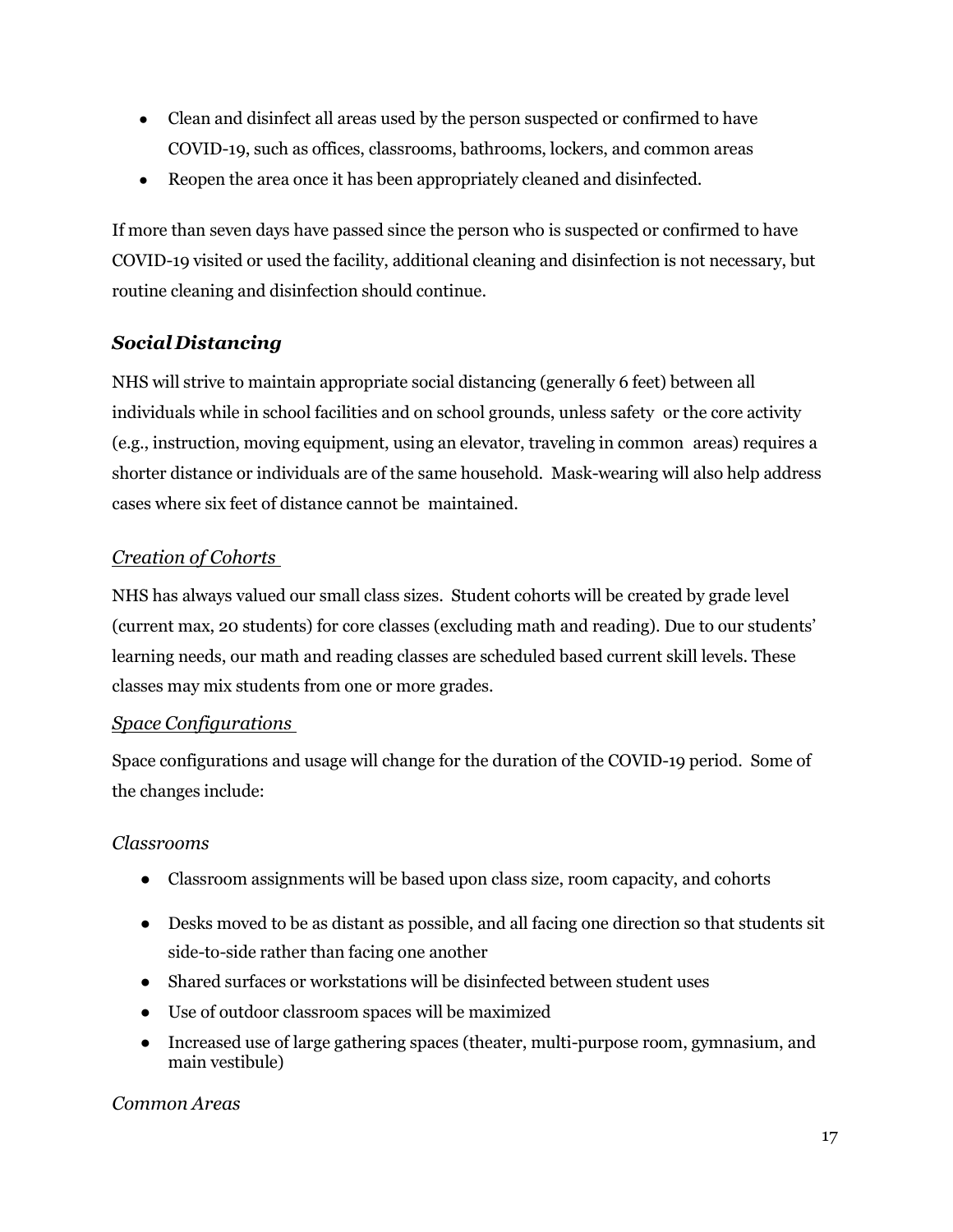- Clean and disinfect all areas used by the person suspected or confirmed to have COVID-19, such as offices, classrooms, bathrooms, lockers, and common areas
- Reopen the area once it has been appropriately cleaned and disinfected.

If more than seven days have passed since the person who is suspected or confirmed to have COVID-19 visited or used the facility, additional cleaning and disinfection is not necessary, but routine cleaning and disinfection should continue.

### ***Social Distancing***

NHS will strive to maintain appropriate social distancing (generally 6 feet) between all individuals while in school facilities and on school grounds, unless safety or the core activity (e.g., instruction, moving equipment, using an elevator, traveling in common areas) requires a shorter distance or individuals are of the same household. Mask-wearing will also help address cases where six feet of distance cannot be maintained.

#### *Creation of Cohorts*

NHS has always valued our small class sizes. Student cohorts will be created by grade level (current max, 20 students) for core classes (excluding math and reading). Due to our students' learning needs, our math and reading classes are scheduled based current skill levels. These classes may mix students from one or more grades.

#### *Space Configurations*

Space configurations and usage will change for the duration of the COVID-19 period. Some of the changes include:

##### *Classrooms*

- Classroom assignments will be based upon class size, room capacity, and cohorts
- Desks moved to be as distant as possible, and all facing one direction so that students sit side-to-side rather than facing one another
- Shared surfaces or workstations will be disinfected between student uses
- Use of outdoor classroom spaces will be maximized
- Increased use of large gathering spaces (theater, multi-purpose room, gymnasium, and main vestibule)

##### *Common Areas*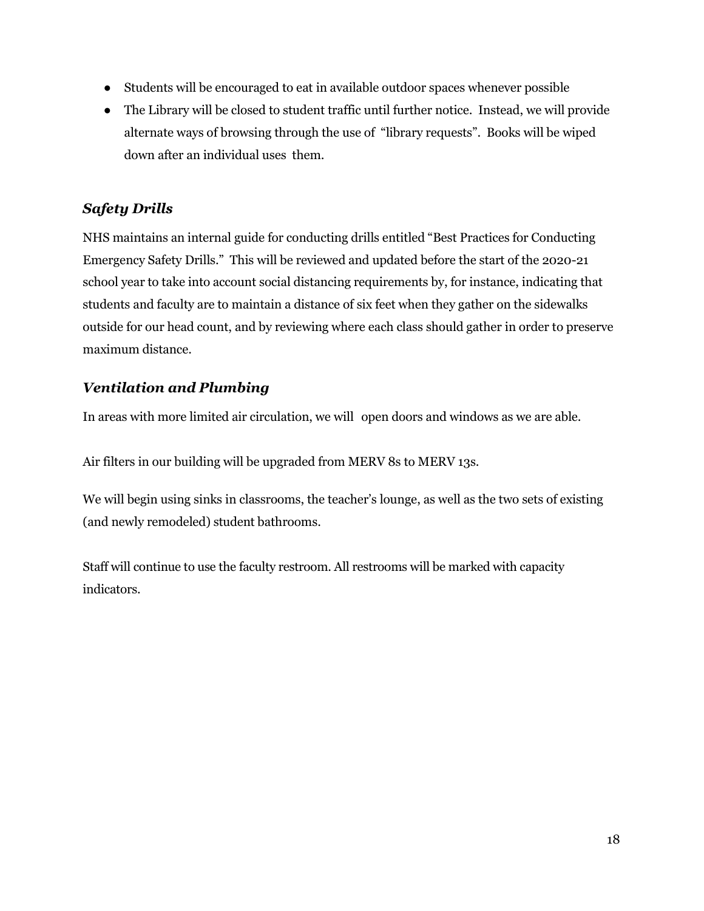- Students will be encouraged to eat in available outdoor spaces whenever possible
- The Library will be closed to student traffic until further notice. Instead, we will provide alternate ways of browsing through the use of "library requests". Books will be wiped down after an individual uses them.

### *Safety Drills*

NHS maintains an internal guide for conducting drills entitled "Best Practices for Conducting Emergency Safety Drills." This will be reviewed and updated before the start of the 2020-21 school year to take into account social distancing requirements by, for instance, indicating that students and faculty are to maintain a distance of six feet when they gather on the sidewalks outside for our head count, and by reviewing where each class should gather in order to preserve maximum distance.

### *Ventilation and Plumbing*

In areas with more limited air circulation, we will open doors and windows as we are able.

Air filters in our building will be upgraded from MERV 8s to MERV 13s.

We will begin using sinks in classrooms, the teacher's lounge, as well as the two sets of existing (and newly remodeled) student bathrooms.

Staff will continue to use the faculty restroom. All restrooms will be marked with capacity indicators.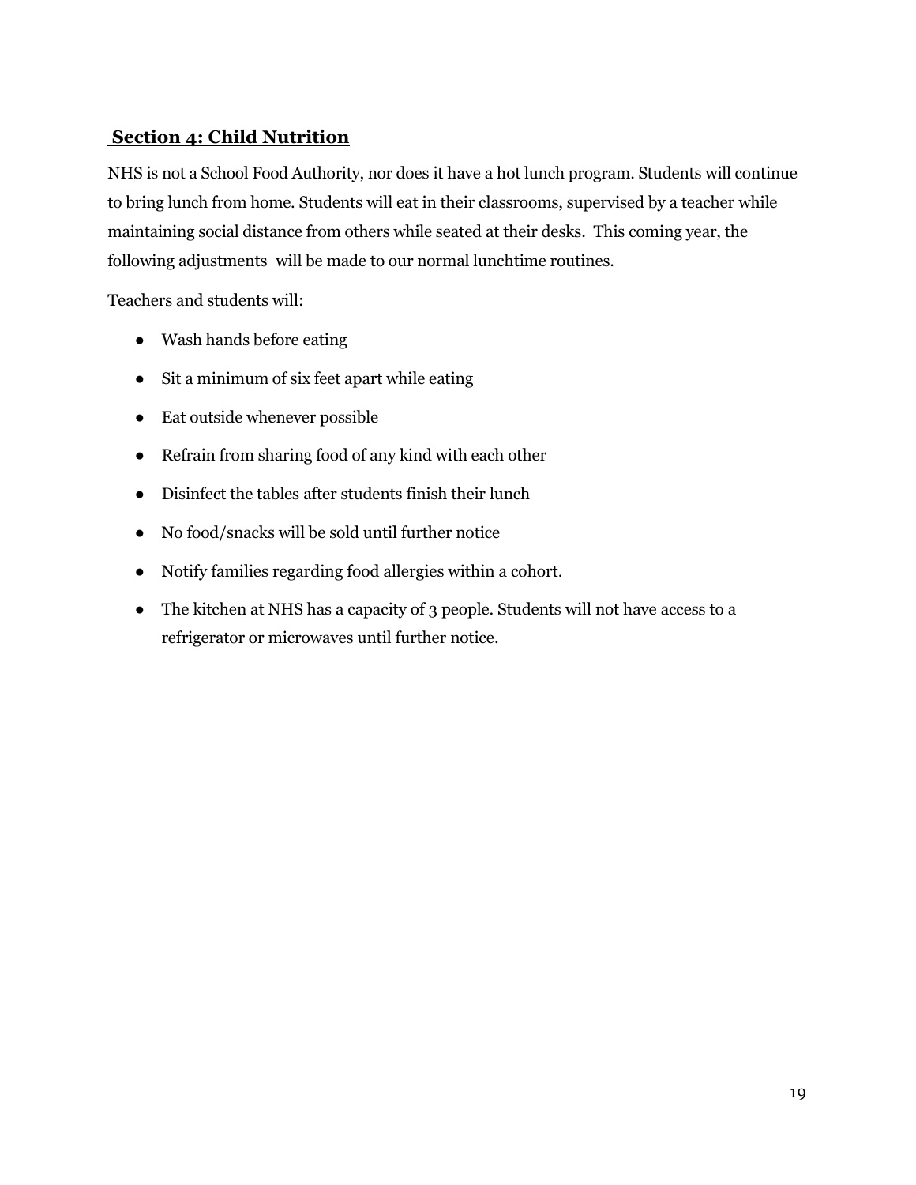## Section 4: Child Nutrition

NHS is not a School Food Authority, nor does it have a hot lunch program. Students will continue to bring lunch from home. Students will eat in their classrooms, supervised by a teacher while maintaining social distance from others while seated at their desks. This coming year, the following adjustments will be made to our normal lunchtime routines.

Teachers and students will:

- Wash hands before eating
- Sit a minimum of six feet apart while eating
- Eat outside whenever possible
- Refrain from sharing food of any kind with each other
- Disinfect the tables after students finish their lunch
- No food/snacks will be sold until further notice
- Notify families regarding food allergies within a cohort.
- The kitchen at NHS has a capacity of 3 people. Students will not have access to a refrigerator or microwaves until further notice.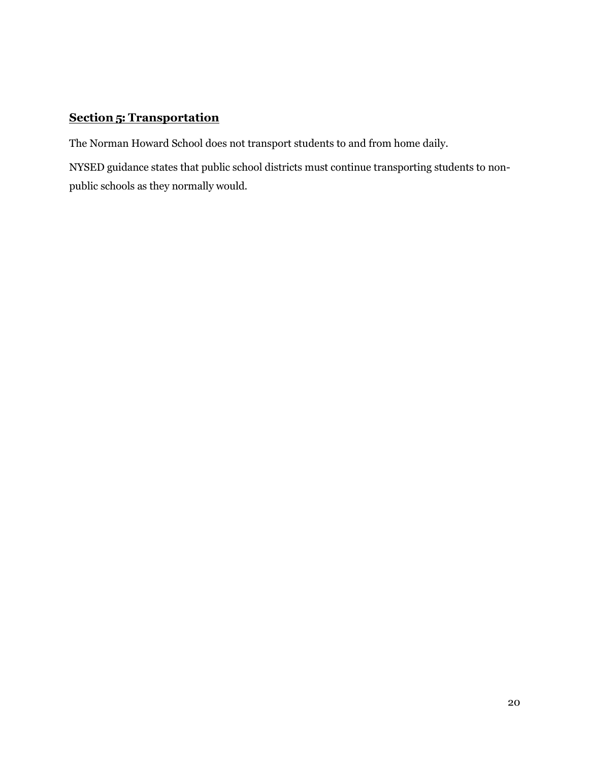## **Section 5: Transportation**

The Norman Howard School does not transport students to and from home daily.

NYSED guidance states that public school districts must continue transporting students to non-public schools as they normally would.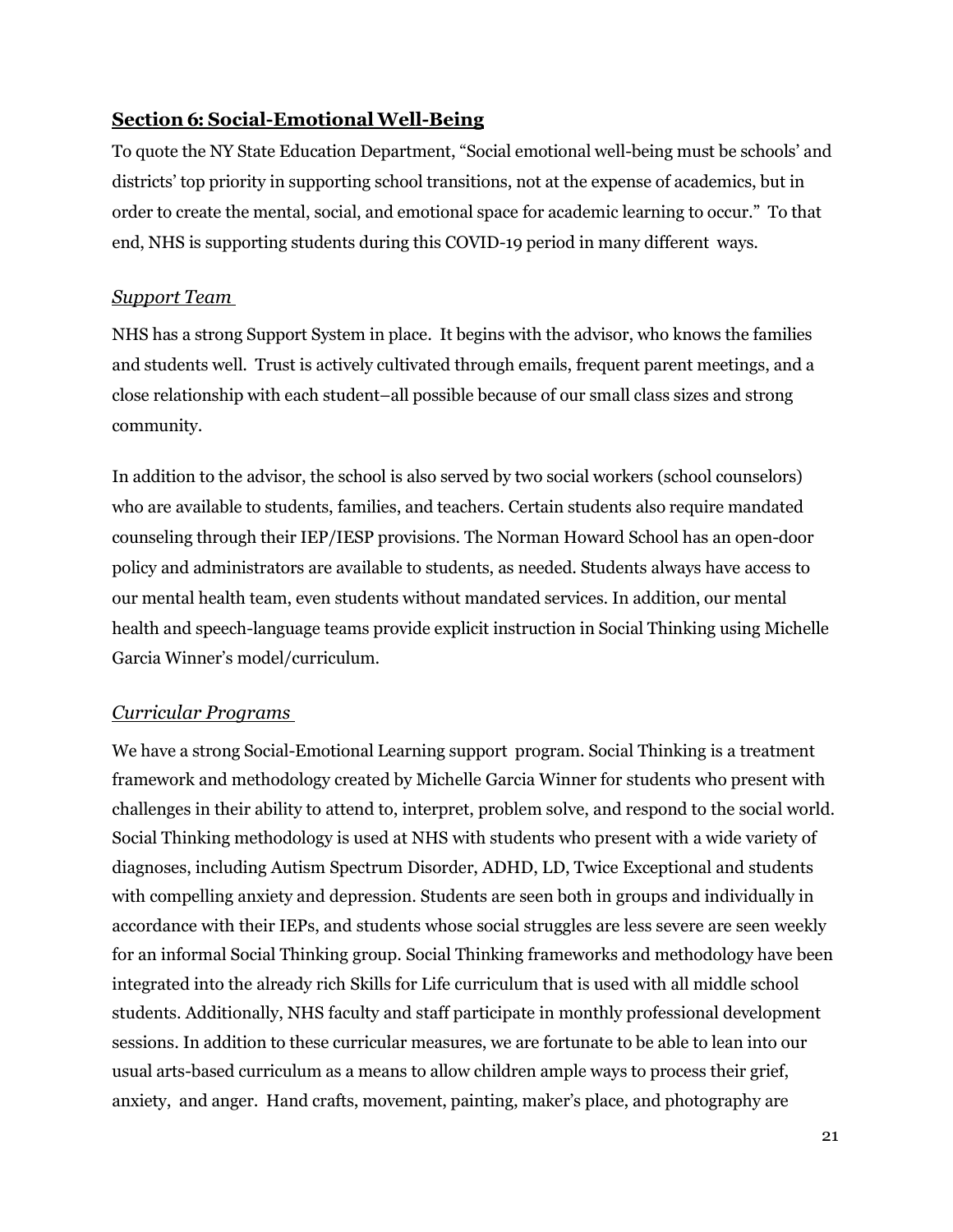## Section 6: Social-Emotional Well-Being

To quote the NY State Education Department, "Social emotional well-being must be schools' and districts' top priority in supporting school transitions, not at the expense of academics, but in order to create the mental, social, and emotional space for academic learning to occur." To that end, NHS is supporting students during this COVID-19 period in many different ways.

### *Support Team*

NHS has a strong Support System in place. It begins with the advisor, who knows the families and students well. Trust is actively cultivated through emails, frequent parent meetings, and a close relationship with each student–all possible because of our small class sizes and strong community.

In addition to the advisor, the school is also served by two social workers (school counselors) who are available to students, families, and teachers. Certain students also require mandated counseling through their IEP/IESP provisions. The Norman Howard School has an open-door policy and administrators are available to students, as needed. Students always have access to our mental health team, even students without mandated services. In addition, our mental health and speech-language teams provide explicit instruction in Social Thinking using Michelle Garcia Winner's model/curriculum.

### *Curricular Programs*

We have a strong Social-Emotional Learning support program. Social Thinking is a treatment framework and methodology created by Michelle Garcia Winner for students who present with challenges in their ability to attend to, interpret, problem solve, and respond to the social world. Social Thinking methodology is used at NHS with students who present with a wide variety of diagnoses, including Autism Spectrum Disorder, ADHD, LD, Twice Exceptional and students with compelling anxiety and depression. Students are seen both in groups and individually in accordance with their IEPs, and students whose social struggles are less severe are seen weekly for an informal Social Thinking group. Social Thinking frameworks and methodology have been integrated into the already rich Skills for Life curriculum that is used with all middle school students. Additionally, NHS faculty and staff participate in monthly professional development sessions. In addition to these curricular measures, we are fortunate to be able to lean into our usual arts-based curriculum as a means to allow children ample ways to process their grief, anxiety, and anger. Hand crafts, movement, painting, maker's place, and photography are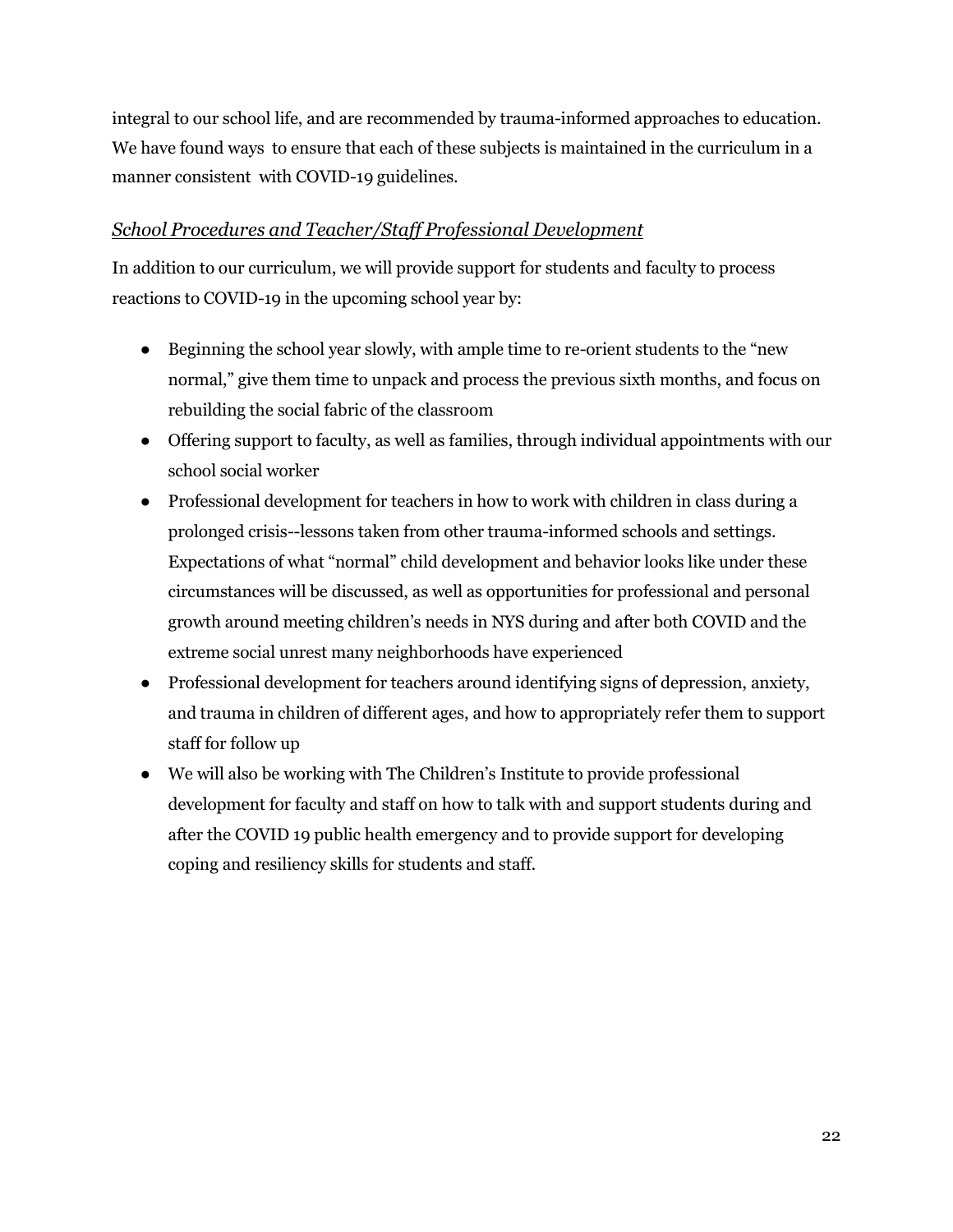integral to our school life, and are recommended by trauma-informed approaches to education. We have found ways to ensure that each of these subjects is maintained in the curriculum in a manner consistent with COVID-19 guidelines.

*School Procedures and Teacher/Staff Professional Development*

In addition to our curriculum, we will provide support for students and faculty to process reactions to COVID-19 in the upcoming school year by:

- Beginning the school year slowly, with ample time to re-orient students to the "new normal," give them time to unpack and process the previous sixth months, and focus on rebuilding the social fabric of the classroom
- Offering support to faculty, as well as families, through individual appointments with our school social worker
- Professional development for teachers in how to work with children in class during a prolonged crisis--lessons taken from other trauma-informed schools and settings. Expectations of what "normal" child development and behavior looks like under these circumstances will be discussed, as well as opportunities for professional and personal growth around meeting children's needs in NYS during and after both COVID and the extreme social unrest many neighborhoods have experienced
- Professional development for teachers around identifying signs of depression, anxiety, and trauma in children of different ages, and how to appropriately refer them to support staff for follow up
- We will also be working with The Children's Institute to provide professional development for faculty and staff on how to talk with and support students during and after the COVID 19 public health emergency and to provide support for developing coping and resiliency skills for students and staff.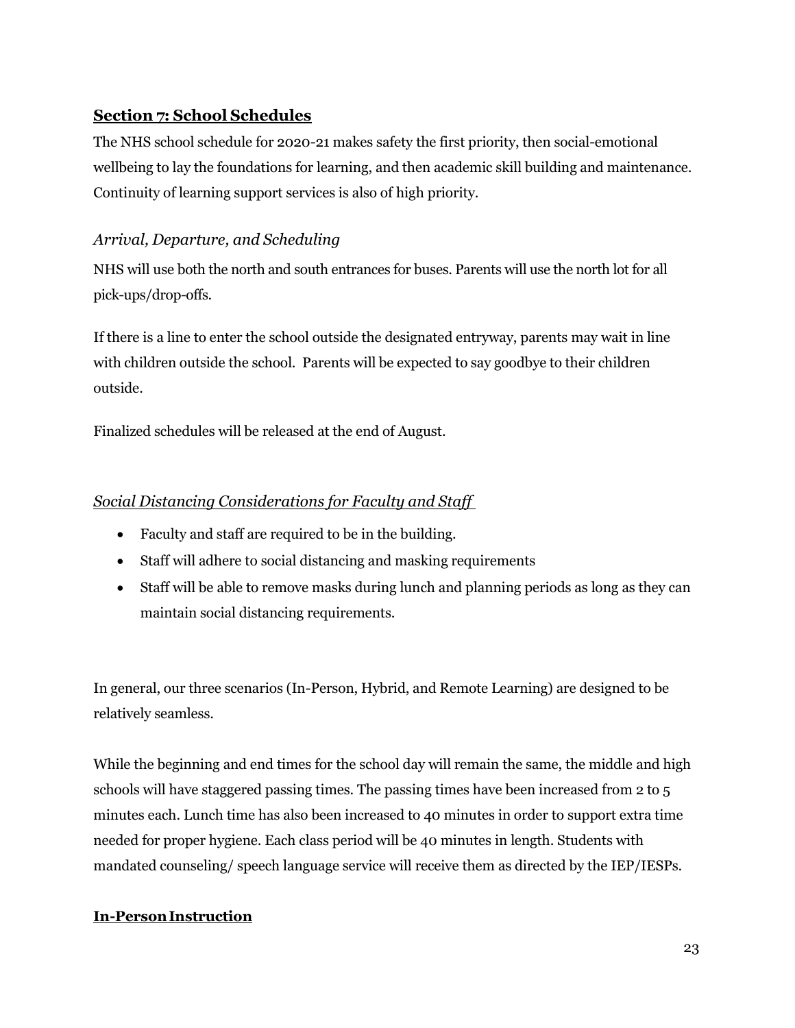## Section 7: School Schedules

The NHS school schedule for 2020-21 makes safety the first priority, then social-emotional wellbeing to lay the foundations for learning, and then academic skill building and maintenance. Continuity of learning support services is also of high priority.

### *Arrival, Departure, and Scheduling*

NHS will use both the north and south entrances for buses. Parents will use the north lot for all pick-ups/drop-offs.

If there is a line to enter the school outside the designated entryway, parents may wait in line with children outside the school. Parents will be expected to say goodbye to their children outside.

Finalized schedules will be released at the end of August.

### *Social Distancing Considerations for Faculty and Staff*

- Faculty and staff are required to be in the building.
- Staff will adhere to social distancing and masking requirements
- Staff will be able to remove masks during lunch and planning periods as long as they can maintain social distancing requirements.

In general, our three scenarios (In-Person, Hybrid, and Remote Learning) are designed to be relatively seamless.

While the beginning and end times for the school day will remain the same, the middle and high schools will have staggered passing times. The passing times have been increased from 2 to 5 minutes each. Lunch time has also been increased to 40 minutes in order to support extra time needed for proper hygiene. Each class period will be 40 minutes in length. Students with mandated counseling/ speech language service will receive them as directed by the IEP/IESPs.

**In-Person Instruction**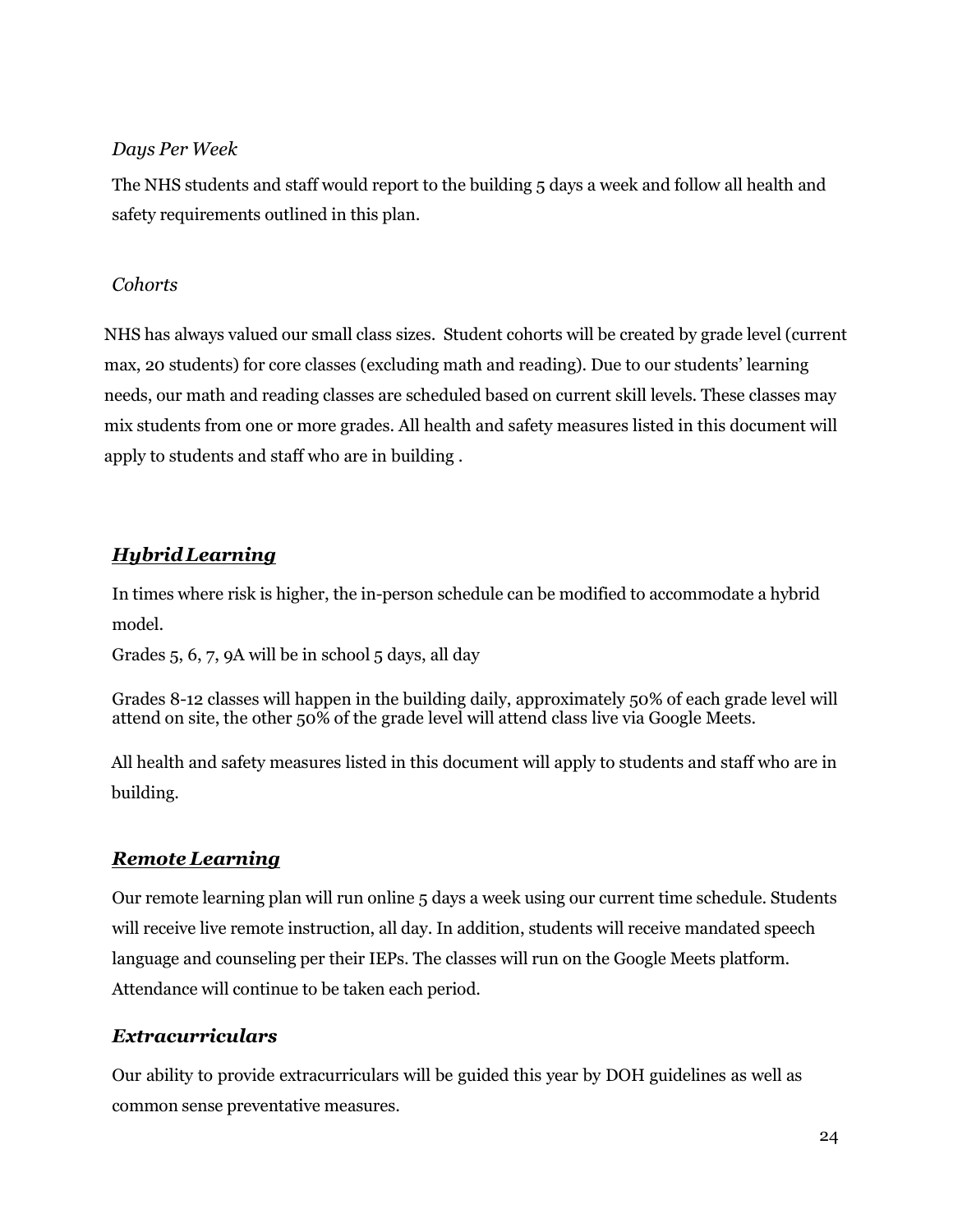*Days Per Week*

The NHS students and staff would report to the building 5 days a week and follow all health and safety requirements outlined in this plan.

*Cohorts*

NHS has always valued our small class sizes. Student cohorts will be created by grade level (current max, 20 students) for core classes (excluding math and reading). Due to our students' learning needs, our math and reading classes are scheduled based on current skill levels. These classes may mix students from one or more grades. All health and safety measures listed in this document will apply to students and staff who are in building .

## ***Hybrid Learning***

In times where risk is higher, the in-person schedule can be modified to accommodate a hybrid model.

Grades 5, 6, 7, 9A will be in school 5 days, all day

Grades 8-12 classes will happen in the building daily, approximately 50% of each grade level will attend on site, the other 50% of the grade level will attend class live via Google Meets.

All health and safety measures listed in this document will apply to students and staff who are in building.

## ***Remote Learning***

Our remote learning plan will run online 5 days a week using our current time schedule. Students will receive live remote instruction, all day. In addition, students will receive mandated speech language and counseling per their IEPs. The classes will run on the Google Meets platform. Attendance will continue to be taken each period.

## ***Extracurriculars***

Our ability to provide extracurriculars will be guided this year by DOH guidelines as well as common sense preventative measures.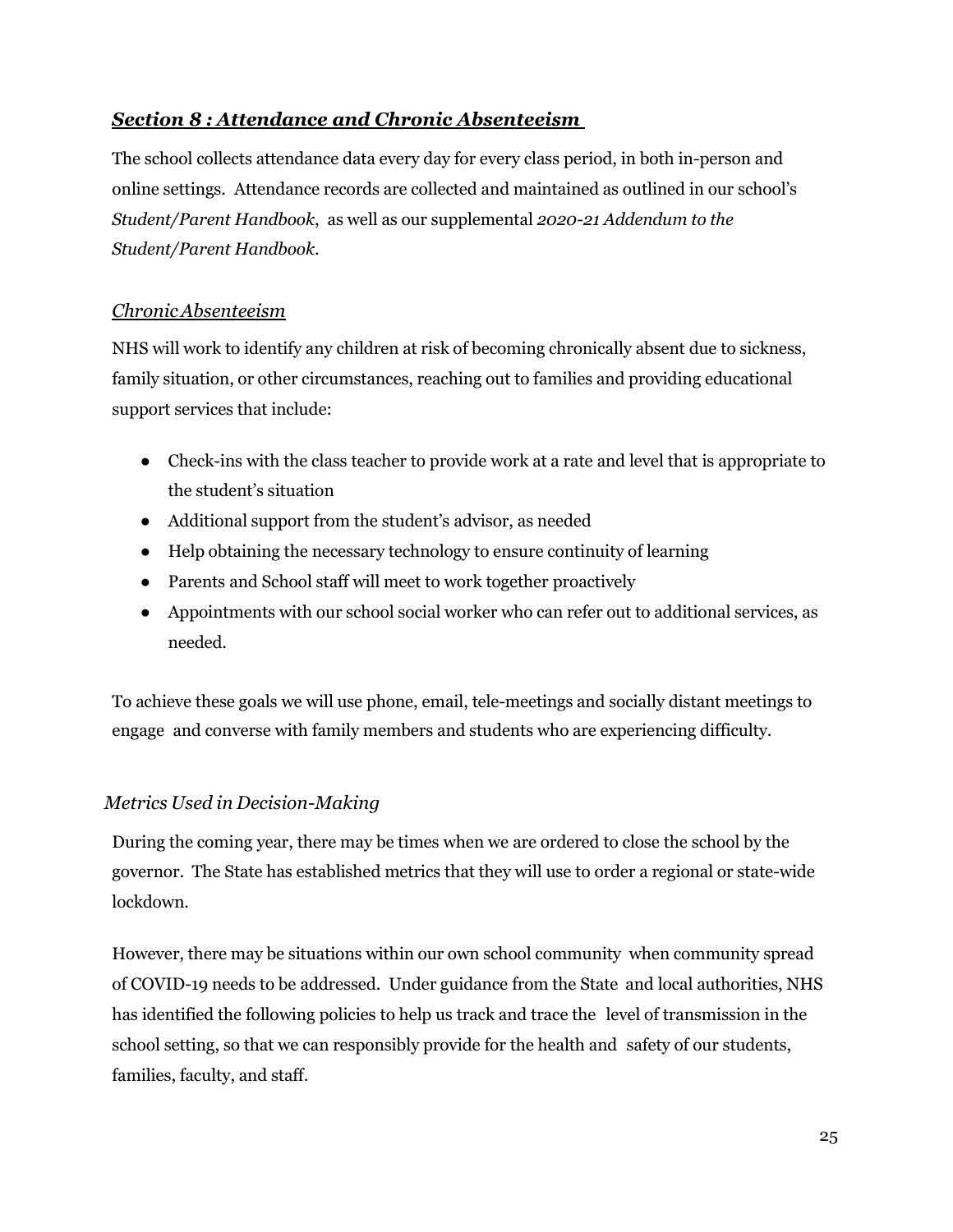## ***Section 8 : Attendance and Chronic Absenteeism***

The school collects attendance data every day for every class period, in both in-person and online settings. Attendance records are collected and maintained as outlined in our school's *Student/Parent Handbook*, as well as our supplemental *2020-21 Addendum to the Student/Parent Handbook*.

### *Chronic Absenteeism*

NHS will work to identify any children at risk of becoming chronically absent due to sickness, family situation, or other circumstances, reaching out to families and providing educational support services that include:

- Check-ins with the class teacher to provide work at a rate and level that is appropriate to the student's situation
- Additional support from the student's advisor, as needed
- Help obtaining the necessary technology to ensure continuity of learning
- Parents and School staff will meet to work together proactively
- Appointments with our school social worker who can refer out to additional services, as needed.

To achieve these goals we will use phone, email, tele-meetings and socially distant meetings to engage and converse with family members and students who are experiencing difficulty.

### *Metrics Used in Decision-Making*

During the coming year, there may be times when we are ordered to close the school by the governor. The State has established metrics that they will use to order a regional or state-wide lockdown.

However, there may be situations within our own school community when community spread of COVID-19 needs to be addressed. Under guidance from the State and local authorities, NHS has identified the following policies to help us track and trace the level of transmission in the school setting, so that we can responsibly provide for the health and safety of our students, families, faculty, and staff.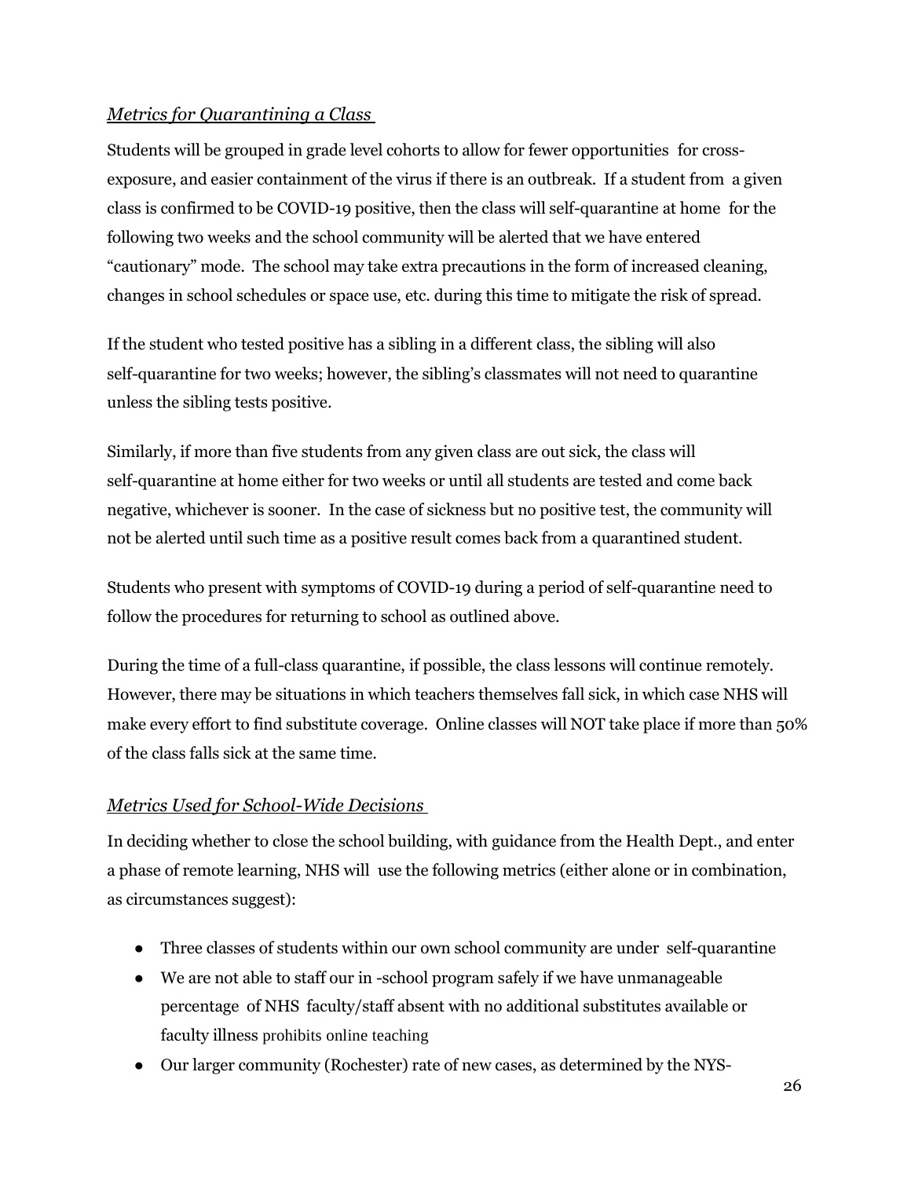### *Metrics for Quarantining a Class*

Students will be grouped in grade level cohorts to allow for fewer opportunities for cross-exposure, and easier containment of the virus if there is an outbreak. If a student from a given class is confirmed to be COVID-19 positive, then the class will self-quarantine at home for the following two weeks and the school community will be alerted that we have entered "cautionary" mode. The school may take extra precautions in the form of increased cleaning, changes in school schedules or space use, etc. during this time to mitigate the risk of spread.

If the student who tested positive has a sibling in a different class, the sibling will also self-quarantine for two weeks; however, the sibling's classmates will not need to quarantine unless the sibling tests positive.

Similarly, if more than five students from any given class are out sick, the class will self-quarantine at home either for two weeks or until all students are tested and come back negative, whichever is sooner. In the case of sickness but no positive test, the community will not be alerted until such time as a positive result comes back from a quarantined student.

Students who present with symptoms of COVID-19 during a period of self-quarantine need to follow the procedures for returning to school as outlined above.

During the time of a full-class quarantine, if possible, the class lessons will continue remotely. However, there may be situations in which teachers themselves fall sick, in which case NHS will make every effort to find substitute coverage. Online classes will NOT take place if more than 50% of the class falls sick at the same time.

### *Metrics Used for School-Wide Decisions*

In deciding whether to close the school building, with guidance from the Health Dept., and enter a phase of remote learning, NHS will use the following metrics (either alone or in combination, as circumstances suggest):

- Three classes of students within our own school community are under self-quarantine
- We are not able to staff our in -school program safely if we have unmanageable percentage of NHS faculty/staff absent with no additional substitutes available or faculty illness prohibits online teaching
- Our larger community (Rochester) rate of new cases, as determined by the NYS-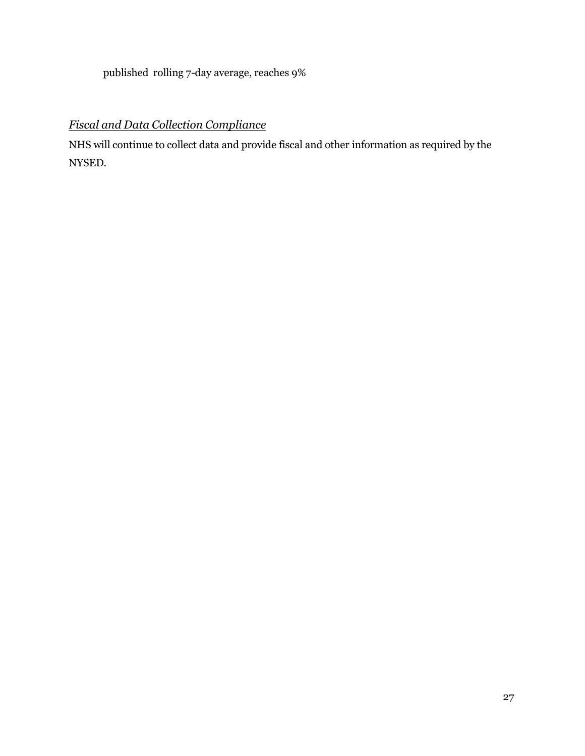published  rolling 7-day average, reaches 9%

*Fiscal and Data Collection Compliance*

NHS will continue to collect data and provide fiscal and other information as required by the NYSED.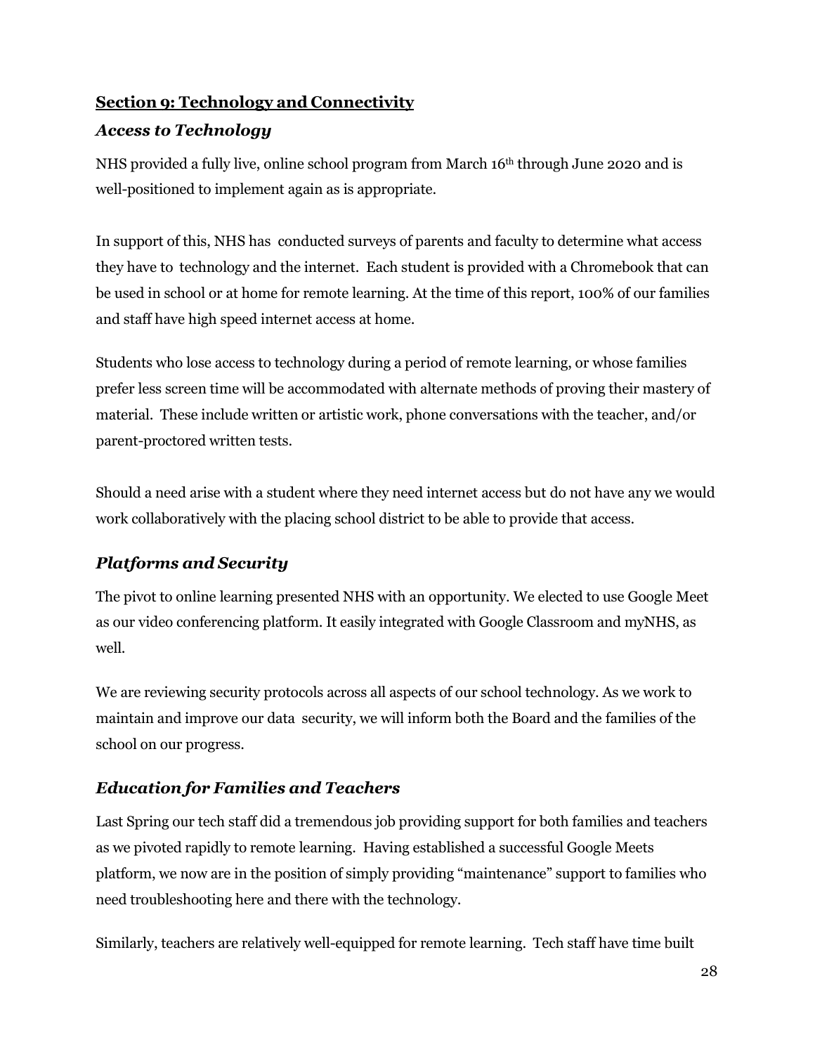## **Section 9: Technology and Connectivity**

### ***Access to Technology***

NHS provided a fully live, online school program from March 16th through June 2020 and is well-positioned to implement again as is appropriate.

In support of this, NHS has conducted surveys of parents and faculty to determine what access they have to technology and the internet. Each student is provided with a Chromebook that can be used in school or at home for remote learning. At the time of this report, 100% of our families and staff have high speed internet access at home.

Students who lose access to technology during a period of remote learning, or whose families prefer less screen time will be accommodated with alternate methods of proving their mastery of material. These include written or artistic work, phone conversations with the teacher, and/or parent-proctored written tests.

Should a need arise with a student where they need internet access but do not have any we would work collaboratively with the placing school district to be able to provide that access.

### ***Platforms and Security***

The pivot to online learning presented NHS with an opportunity. We elected to use Google Meet as our video conferencing platform. It easily integrated with Google Classroom and myNHS, as well.

We are reviewing security protocols across all aspects of our school technology. As we work to maintain and improve our data security, we will inform both the Board and the families of the school on our progress.

### ***Education for Families and Teachers***

Last Spring our tech staff did a tremendous job providing support for both families and teachers as we pivoted rapidly to remote learning. Having established a successful Google Meets platform, we now are in the position of simply providing "maintenance" support to families who need troubleshooting here and there with the technology.

Similarly, teachers are relatively well-equipped for remote learning. Tech staff have time built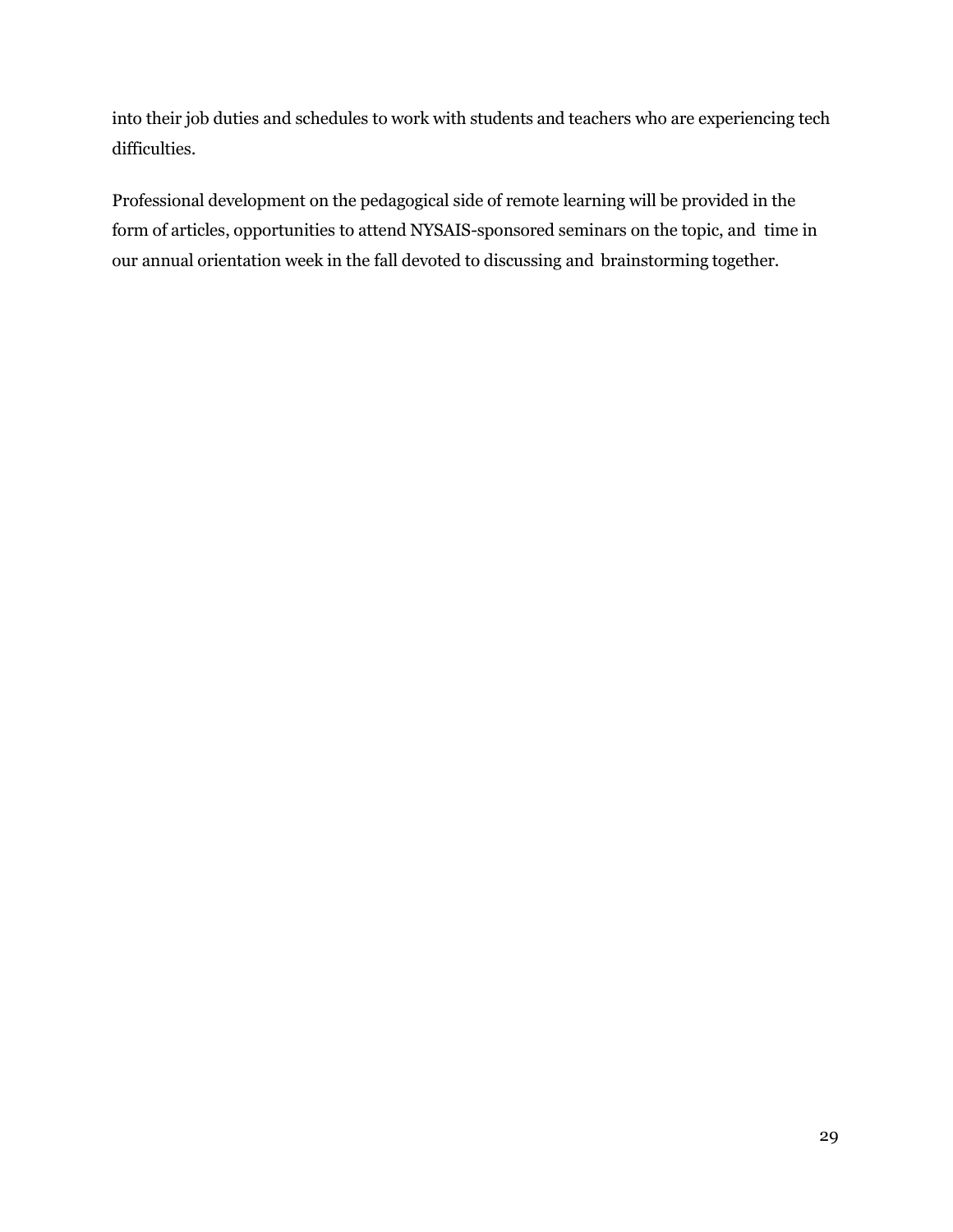into their job duties and schedules to work with students and teachers who are experiencing tech difficulties.

Professional development on the pedagogical side of remote learning will be provided in the form of articles, opportunities to attend NYSAIS-sponsored seminars on the topic, and time in our annual orientation week in the fall devoted to discussing and brainstorming together.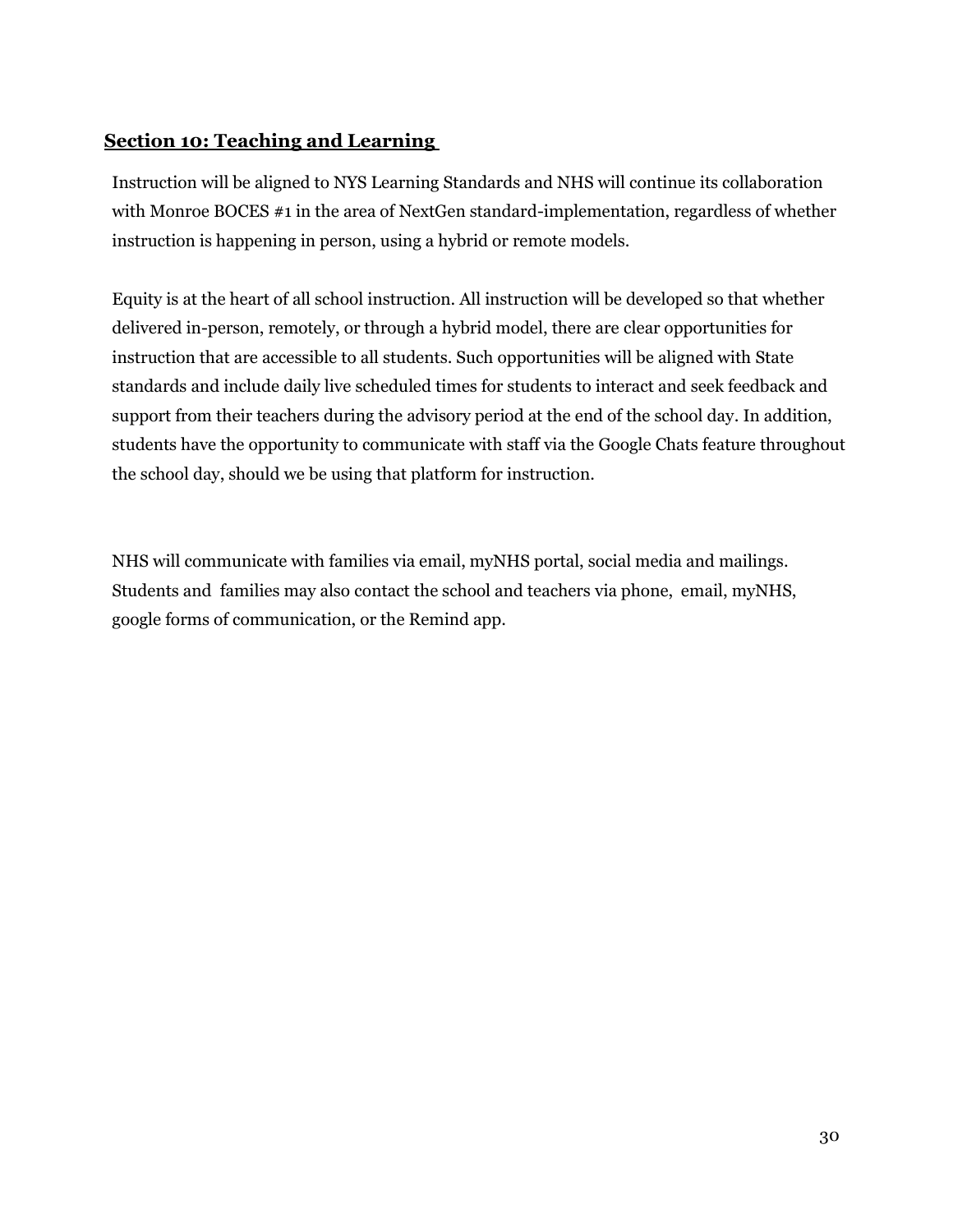## **Section 10: Teaching and Learning**

Instruction will be aligned to NYS Learning Standards and NHS will continue its collaboration with Monroe BOCES #1 in the area of NextGen standard-implementation, regardless of whether instruction is happening in person, using a hybrid or remote models.

Equity is at the heart of all school instruction. All instruction will be developed so that whether delivered in-person, remotely, or through a hybrid model, there are clear opportunities for instruction that are accessible to all students. Such opportunities will be aligned with State standards and include daily live scheduled times for students to interact and seek feedback and support from their teachers during the advisory period at the end of the school day. In addition, students have the opportunity to communicate with staff via the Google Chats feature throughout the school day, should we be using that platform for instruction.

NHS will communicate with families via email, myNHS portal, social media and mailings. Students and families may also contact the school and teachers via phone, email, myNHS, google forms of communication, or the Remind app.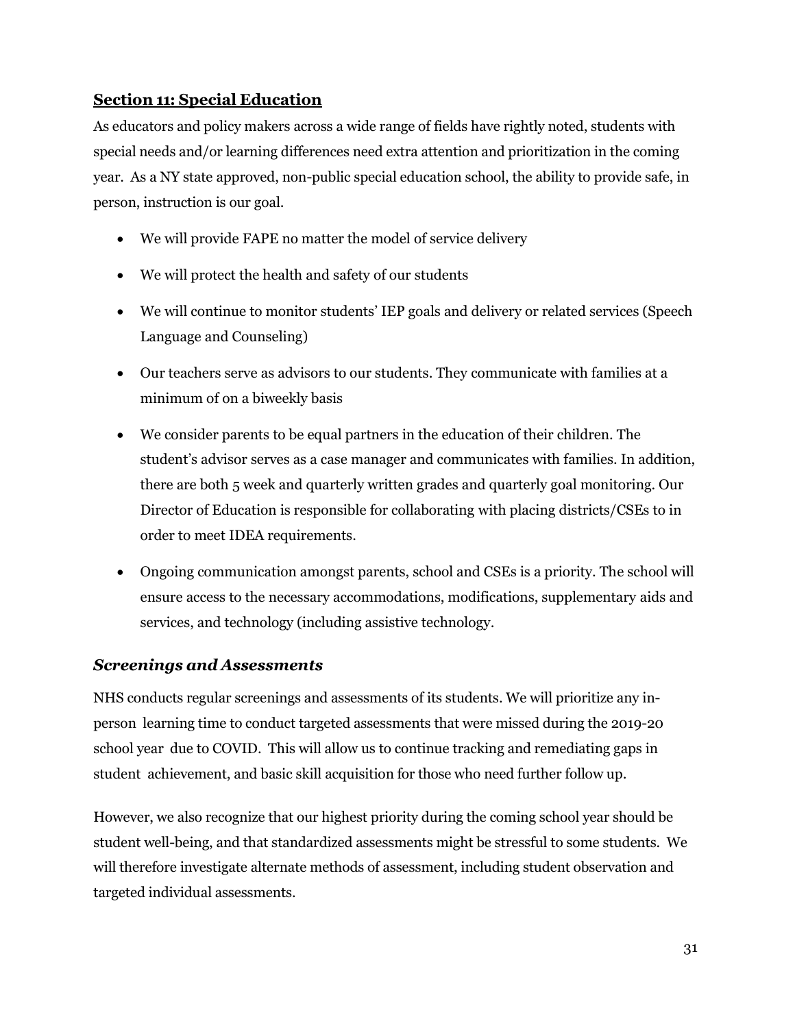## Section 11: Special Education

As educators and policy makers across a wide range of fields have rightly noted, students with special needs and/or learning differences need extra attention and prioritization in the coming year. As a NY state approved, non-public special education school, the ability to provide safe, in person, instruction is our goal.

- We will provide FAPE no matter the model of service delivery
- We will protect the health and safety of our students
- We will continue to monitor students' IEP goals and delivery or related services (Speech Language and Counseling)
- Our teachers serve as advisors to our students. They communicate with families at a minimum of on a biweekly basis
- We consider parents to be equal partners in the education of their children. The student's advisor serves as a case manager and communicates with families. In addition, there are both 5 week and quarterly written grades and quarterly goal monitoring. Our Director of Education is responsible for collaborating with placing districts/CSEs to in order to meet IDEA requirements.
- Ongoing communication amongst parents, school and CSEs is a priority. The school will ensure access to the necessary accommodations, modifications, supplementary aids and services, and technology (including assistive technology.

### *Screenings and Assessments*

NHS conducts regular screenings and assessments of its students. We will prioritize any in-person learning time to conduct targeted assessments that were missed during the 2019-20 school year due to COVID. This will allow us to continue tracking and remediating gaps in student achievement, and basic skill acquisition for those who need further follow up.

However, we also recognize that our highest priority during the coming school year should be student well-being, and that standardized assessments might be stressful to some students. We will therefore investigate alternate methods of assessment, including student observation and targeted individual assessments.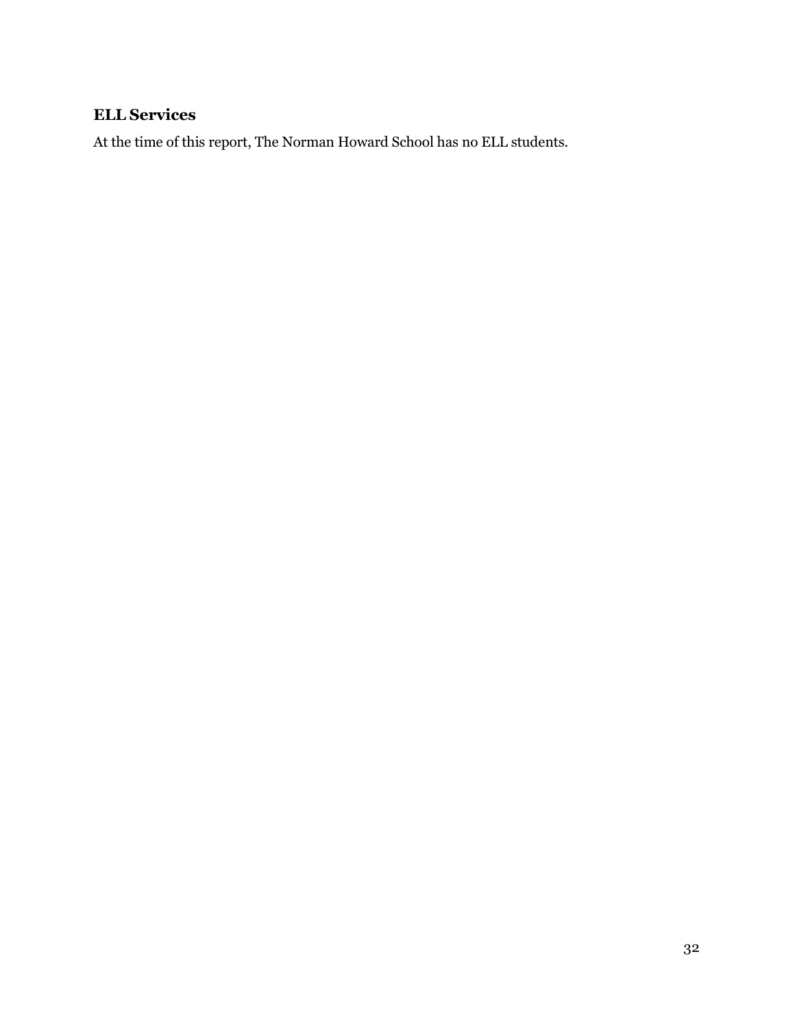### ELL Services

At the time of this report, The Norman Howard School has no ELL students.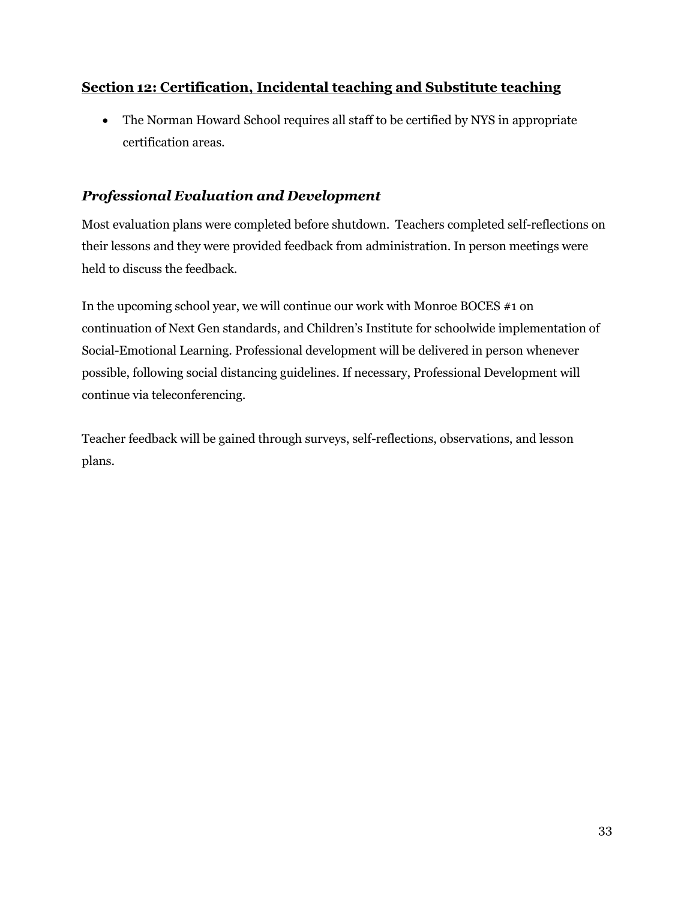## Section 12: Certification, Incidental teaching and Substitute teaching

- The Norman Howard School requires all staff to be certified by NYS in appropriate certification areas.

### *Professional Evaluation and Development*

Most evaluation plans were completed before shutdown. Teachers completed self-reflections on their lessons and they were provided feedback from administration. In person meetings were held to discuss the feedback.

In the upcoming school year, we will continue our work with Monroe BOCES #1 on continuation of Next Gen standards, and Children's Institute for schoolwide implementation of Social-Emotional Learning. Professional development will be delivered in person whenever possible, following social distancing guidelines. If necessary, Professional Development will continue via teleconferencing.

Teacher feedback will be gained through surveys, self-reflections, observations, and lesson plans.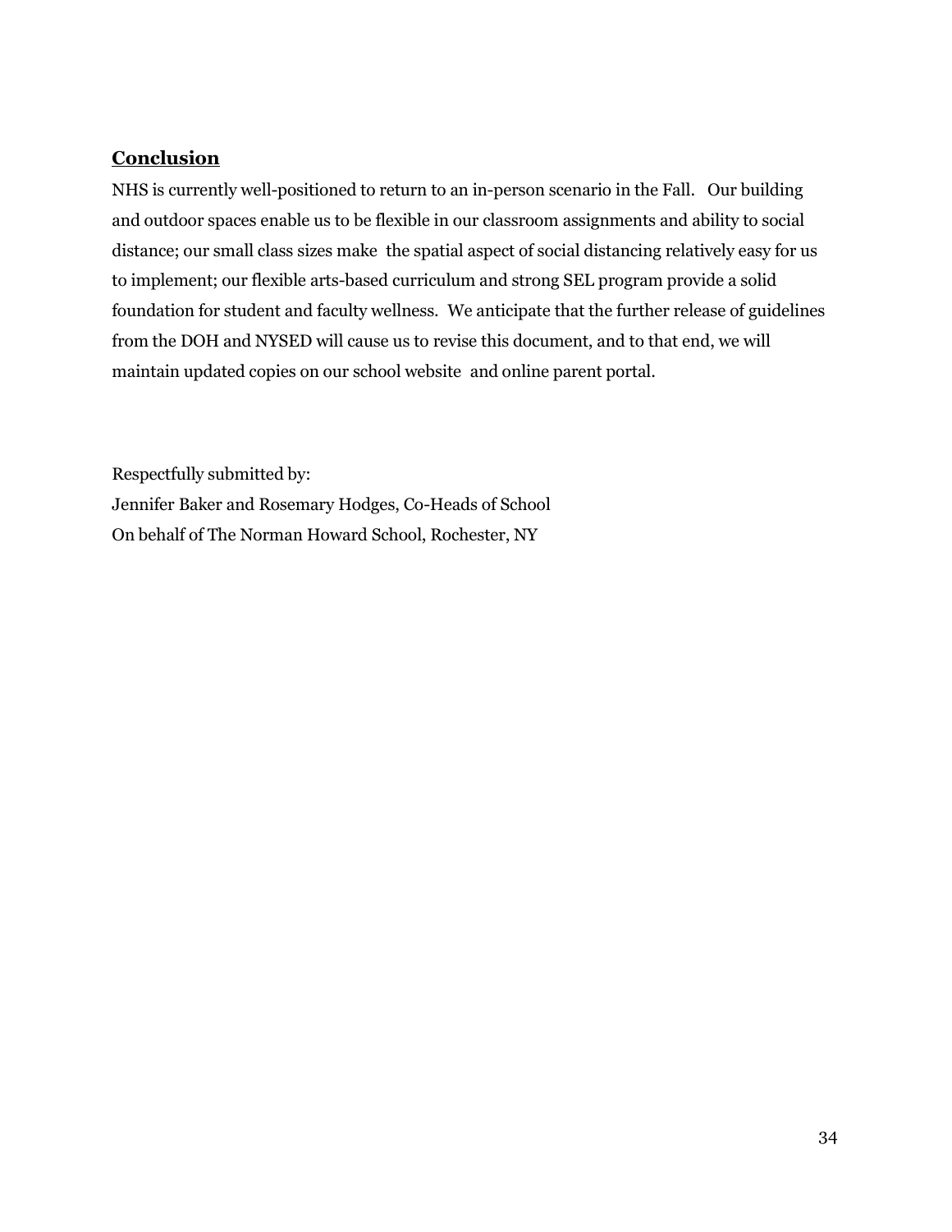## Conclusion

NHS is currently well-positioned to return to an in-person scenario in the Fall. Our building and outdoor spaces enable us to be flexible in our classroom assignments and ability to social distance; our small class sizes make the spatial aspect of social distancing relatively easy for us to implement; our flexible arts-based curriculum and strong SEL program provide a solid foundation for student and faculty wellness. We anticipate that the further release of guidelines from the DOH and NYSED will cause us to revise this document, and to that end, we will maintain updated copies on our school website and online parent portal.

Respectfully submitted by:
Jennifer Baker and Rosemary Hodges, Co-Heads of School
On behalf of The Norman Howard School, Rochester, NY